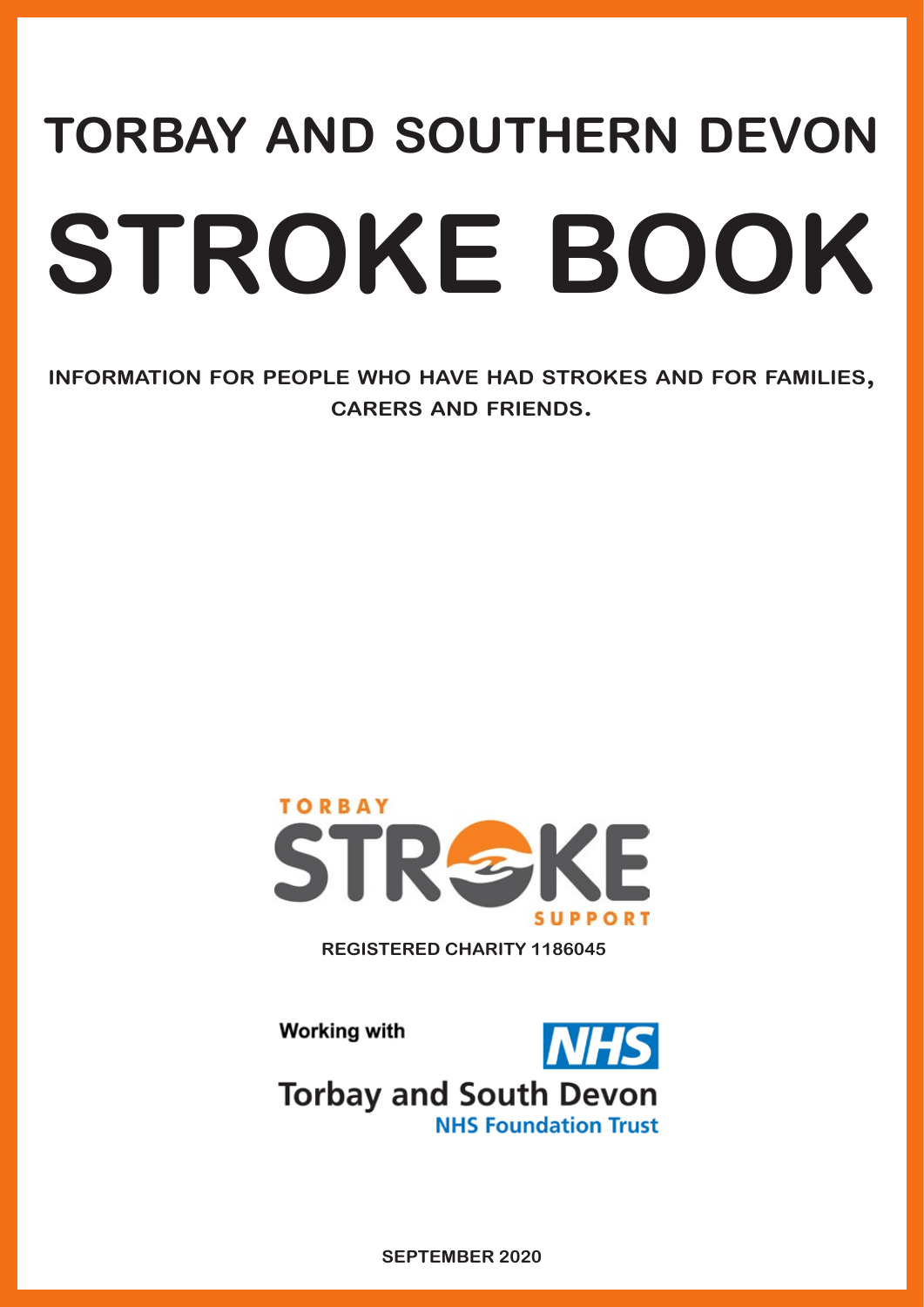# TORBAY AND SOUTHERN DEVON

# STROKE BOOK

**INFORMATION FOR PEOPLE WHO HAVE HAD STROKES AND FOR FAMILIES, CARERS AND FRIENDS.**

TORBAY STROKE SUPPORT

REGISTERED CHARITY 1186045

Working with

NHS

Torbay and South Devon NHS Foundation Trust

SEPTEMBER 2020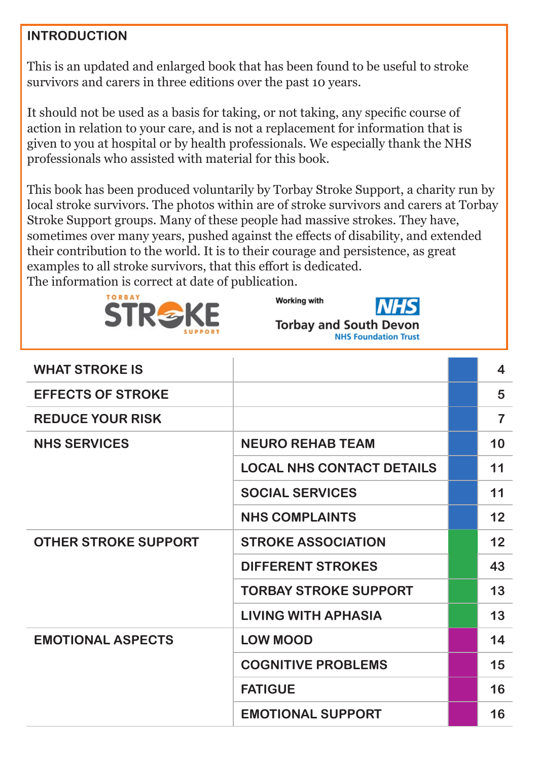## INTRODUCTION

This is an updated and enlarged book that has been found to be useful to stroke survivors and carers in three editions over the past 10 years.

It should not be used as a basis for taking, or not taking, any specific course of action in relation to your care, and is not a replacement for information that is given to you at hospital or by health professionals. We especially thank the NHS professionals who assisted with material for this book.

This book has been produced voluntarily by Torbay Stroke Support, a charity run by local stroke survivors. The photos within are of stroke survivors and carers at Torbay Stroke Support groups. Many of these people had massive strokes. They have, sometimes over many years, pushed against the effects of disability, and extended their contribution to the world. It is to their courage and persistence, as great examples to all stroke survivors, that this effort is dedicated.
The information is correct at date of publication.

TORBAY STROKE SUPPORT

Working with NHS Torbay and South Devon NHS Foundation Trust

| | | |
|---|---|---|
| WHAT STROKE IS | | 4 |
| EFFECTS OF STROKE | | 5 |
| REDUCE YOUR RISK | | 7 |
| NHS SERVICES | NEURO REHAB TEAM | 10 |
| | LOCAL NHS CONTACT DETAILS | 11 |
| | SOCIAL SERVICES | 11 |
| | NHS COMPLAINTS | 12 |
| OTHER STROKE SUPPORT | STROKE ASSOCIATION | 12 |
| | DIFFERENT STROKES | 43 |
| | TORBAY STROKE SUPPORT | 13 |
| | LIVING WITH APHASIA | 13 |
| EMOTIONAL ASPECTS | LOW MOOD | 14 |
| | COGNITIVE PROBLEMS | 15 |
| | FATIGUE | 16 |
| | EMOTIONAL SUPPORT | 16 |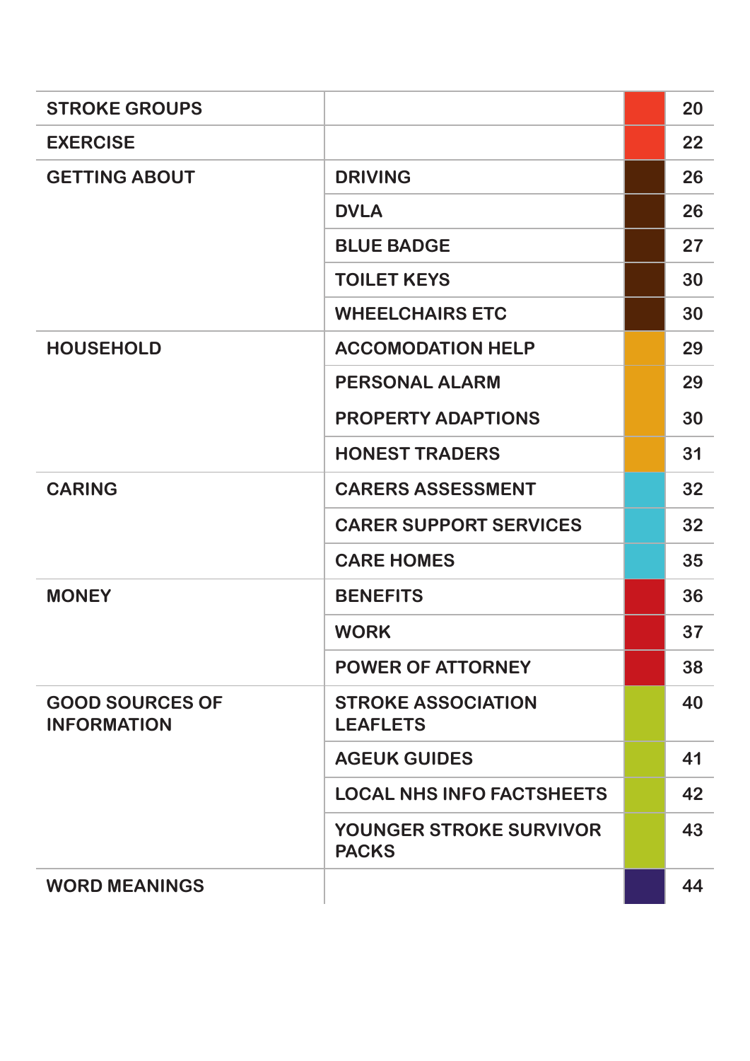| Section | Topic | Page |
|---|---|---|
| STROKE GROUPS | | 20 |
| EXERCISE | | 22 |
| GETTING ABOUT | DRIVING | 26 |
| | DVLA | 26 |
| | BLUE BADGE | 27 |
| | TOILET KEYS | 30 |
| | WHEELCHAIRS ETC | 30 |
| HOUSEHOLD | ACCOMODATION HELP | 29 |
| | PERSONAL ALARM | 29 |
| | PROPERTY ADAPTIONS | 30 |
| | HONEST TRADERS | 31 |
| CARING | CARERS ASSESSMENT | 32 |
| | CARER SUPPORT SERVICES | 32 |
| | CARE HOMES | 35 |
| MONEY | BENEFITS | 36 |
| | WORK | 37 |
| | POWER OF ATTORNEY | 38 |
| GOOD SOURCES OF INFORMATION | STROKE ASSOCIATION LEAFLETS | 40 |
| | AGEUK GUIDES | 41 |
| | LOCAL NHS INFO FACTSHEETS | 42 |
| | YOUNGER STROKE SURVIVOR PACKS | 43 |
| WORD MEANINGS | | 44 |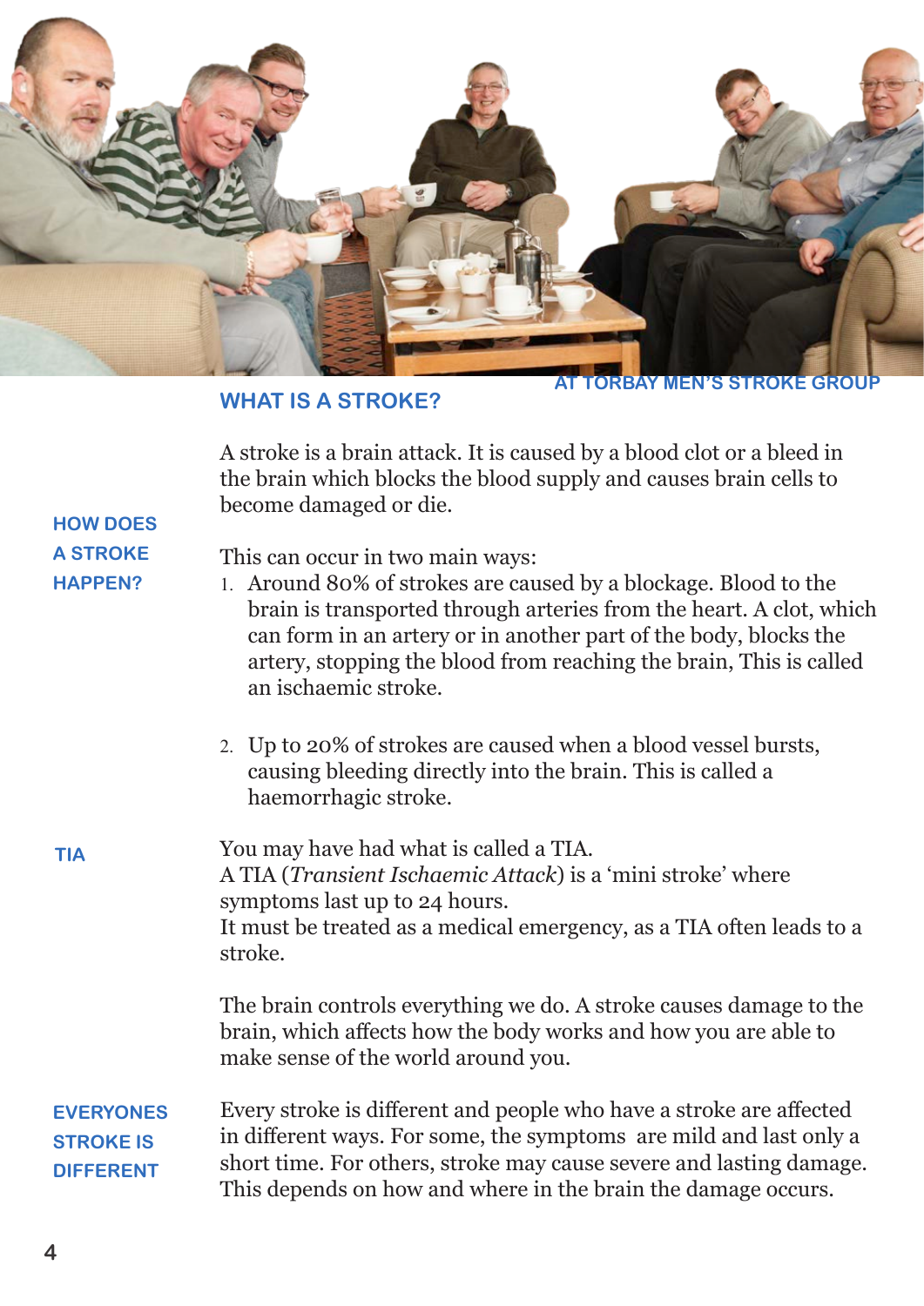AT TORBAY MEN'S STROKE GROUP

## WHAT IS A STROKE?

A stroke is a brain attack. It is caused by a blood clot or a bleed in the brain which blocks the blood supply and causes brain cells to become damaged or die.

### HOW DOES A STROKE HAPPEN?

This can occur in two main ways:

1. Around 80% of strokes are caused by a blockage. Blood to the brain is transported through arteries from the heart. A clot, which can form in an artery or in another part of the body, blocks the artery, stopping the blood from reaching the brain, This is called an ischaemic stroke.

2. Up to 20% of strokes are caused when a blood vessel bursts, causing bleeding directly into the brain. This is called a haemorrhagic stroke.

### TIA

You may have had what is called a TIA.
A TIA (*Transient Ischaemic Attack*) is a 'mini stroke' where symptoms last up to 24 hours.
It must be treated as a medical emergency, as a TIA often leads to a stroke.

The brain controls everything we do. A stroke causes damage to the brain, which affects how the body works and how you are able to make sense of the world around you.

### EVERYONES STROKE IS DIFFERENT

Every stroke is different and people who have a stroke are affected in different ways. For some, the symptoms are mild and last only a short time. For others, stroke may cause severe and lasting damage. This depends on how and where in the brain the damage occurs.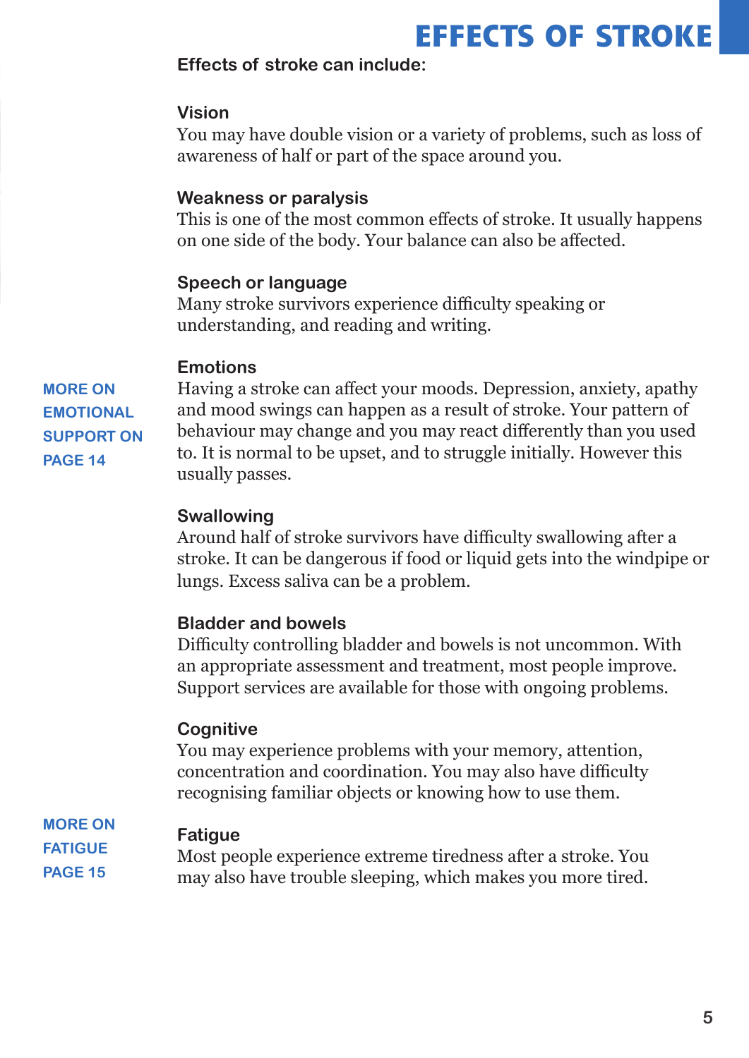# EFFECTS OF STROKE

**Effects of stroke can include:**

### Vision

You may have double vision or a variety of problems, such as loss of awareness of half or part of the space around you.

### Weakness or paralysis

This is one of the most common effects of stroke. It usually happens on one side of the body. Your balance can also be affected.

### Speech or language

Many stroke survivors experience difficulty speaking or understanding, and reading and writing.

### Emotions

**MORE ON EMOTIONAL SUPPORT ON PAGE 14**

Having a stroke can affect your moods. Depression, anxiety, apathy and mood swings can happen as a result of stroke. Your pattern of behaviour may change and you may react differently than you used to. It is normal to be upset, and to struggle initially. However this usually passes.

### Swallowing

Around half of stroke survivors have difficulty swallowing after a stroke. It can be dangerous if food or liquid gets into the windpipe or lungs. Excess saliva can be a problem.

### Bladder and bowels

Difficulty controlling bladder and bowels is not uncommon. With an appropriate assessment and treatment, most people improve. Support services are available for those with ongoing problems.

### Cognitive

You may experience problems with your memory, attention, concentration and coordination. You may also have difficulty recognising familiar objects or knowing how to use them.

### Fatigue

**MORE ON FATIGUE PAGE 15**

Most people experience extreme tiredness after a stroke. You may also have trouble sleeping, which makes you more tired.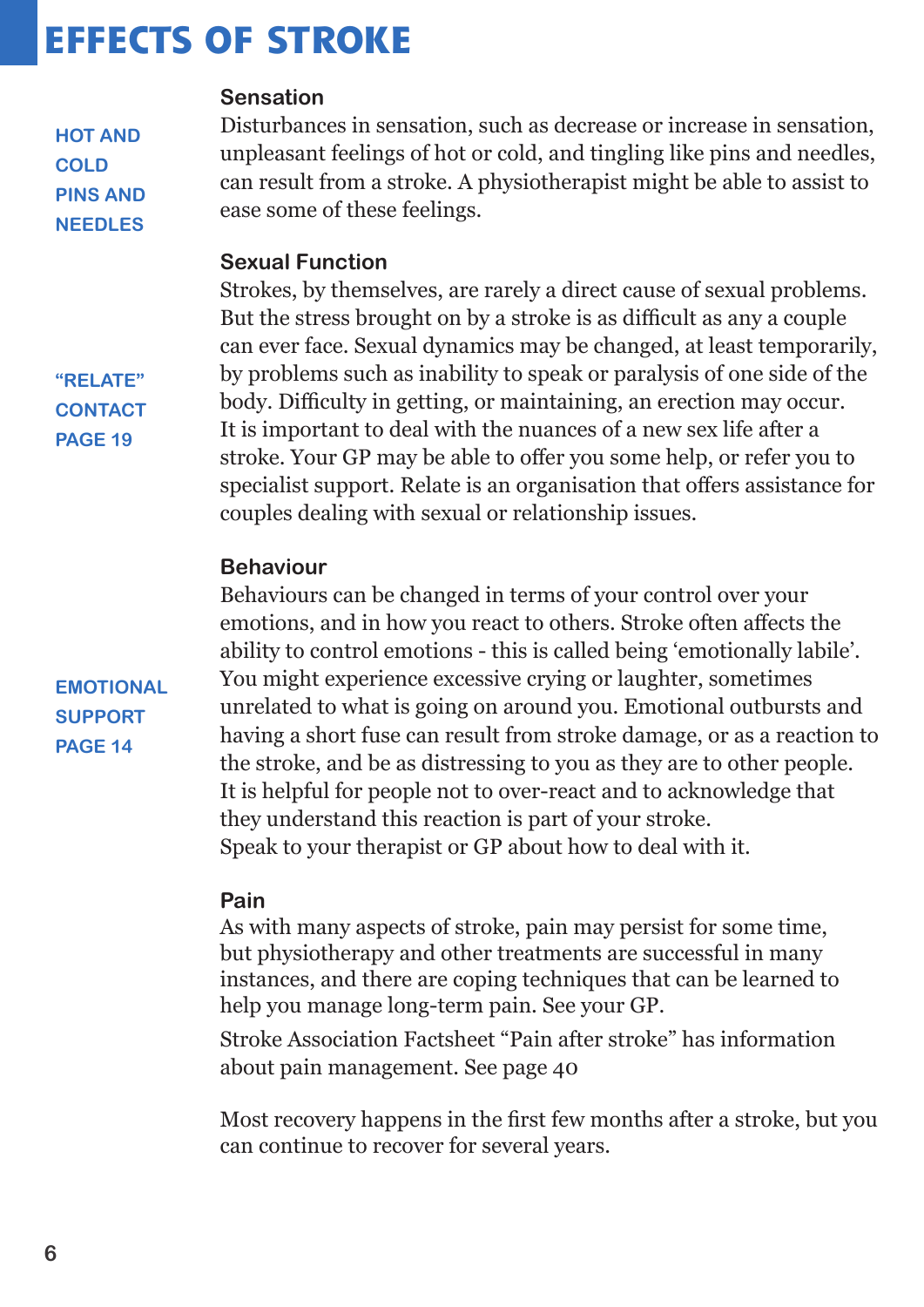# EFFECTS OF STROKE

### Sensation

HOT AND COLD PINS AND NEEDLES

Disturbances in sensation, such as decrease or increase in sensation, unpleasant feelings of hot or cold, and tingling like pins and needles, can result from a stroke. A physiotherapist might be able to assist to ease some of these feelings.

### Sexual Function

"RELATE" CONTACT PAGE 19

Strokes, by themselves, are rarely a direct cause of sexual problems. But the stress brought on by a stroke is as difficult as any a couple can ever face. Sexual dynamics may be changed, at least temporarily, by problems such as inability to speak or paralysis of one side of the body. Difficulty in getting, or maintaining, an erection may occur. It is important to deal with the nuances of a new sex life after a stroke. Your GP may be able to offer you some help, or refer you to specialist support. Relate is an organisation that offers assistance for couples dealing with sexual or relationship issues.

### Behaviour

EMOTIONAL SUPPORT PAGE 14

Behaviours can be changed in terms of your control over your emotions, and in how you react to others. Stroke often affects the ability to control emotions - this is called being 'emotionally labile'. You might experience excessive crying or laughter, sometimes unrelated to what is going on around you. Emotional outbursts and having a short fuse can result from stroke damage, or as a reaction to the stroke, and be as distressing to you as they are to other people. It is helpful for people not to over-react and to acknowledge that they understand this reaction is part of your stroke.
Speak to your therapist or GP about how to deal with it.

### Pain

As with many aspects of stroke, pain may persist for some time, but physiotherapy and other treatments are successful in many instances, and there are coping techniques that can be learned to help you manage long-term pain. See your GP.

Stroke Association Factsheet "Pain after stroke" has information about pain management. See page 40

Most recovery happens in the first few months after a stroke, but you can continue to recover for several years.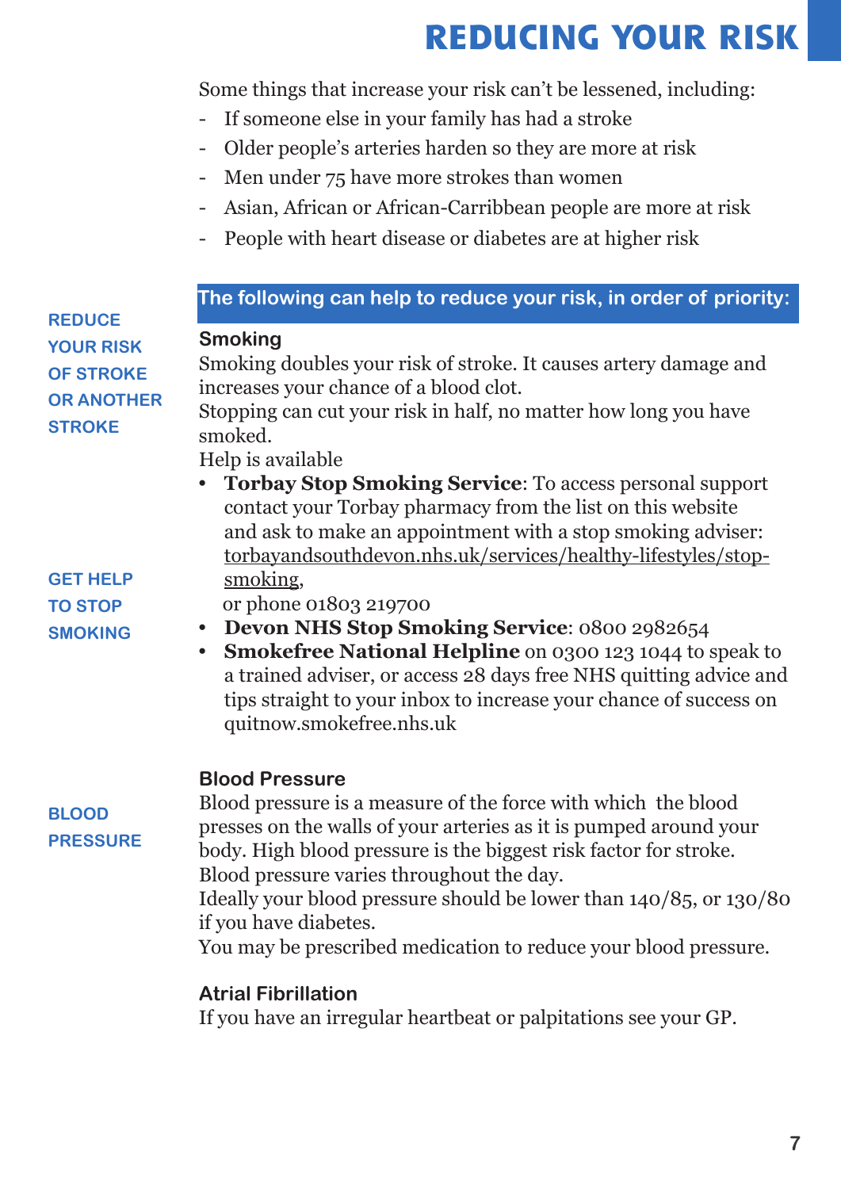# REDUCING YOUR RISK

Some things that increase your risk can't be lessened, including:

- If someone else in your family has had a stroke
- Older people's arteries harden so they are more at risk
- Men under 75 have more strokes than women
- Asian, African or African-Carribbean people are more at risk
- People with heart disease or diabetes are at higher risk

**REDUCE YOUR RISK OF STROKE OR ANOTHER STROKE**

**The following can help to reduce your risk, in order of priority:**

### Smoking

Smoking doubles your risk of stroke. It causes artery damage and increases your chance of a blood clot.
Stopping can cut your risk in half, no matter how long you have smoked.
Help is available

**GET HELP TO STOP SMOKING**

- **Torbay Stop Smoking Service**: To access personal support contact your Torbay pharmacy from the list on this website and ask to make an appointment with a stop smoking adviser: torbayandsouthdevon.nhs.uk/services/healthy-lifestyles/stop-smoking,
  or phone 01803 219700
- **Devon NHS Stop Smoking Service**: 0800 2982654
- **Smokefree National Helpline** on 0300 123 1044 to speak to a trained adviser, or access 28 days free NHS quitting advice and tips straight to your inbox to increase your chance of success on quitnow.smokefree.nhs.uk

**BLOOD PRESSURE**

### Blood Pressure

Blood pressure is a measure of the force with which the blood presses on the walls of your arteries as it is pumped around your body. High blood pressure is the biggest risk factor for stroke.
Blood pressure varies throughout the day.
Ideally your blood pressure should be lower than 140/85, or 130/80 if you have diabetes.
You may be prescribed medication to reduce your blood pressure.

### Atrial Fibrillation

If you have an irregular heartbeat or palpitations see your GP.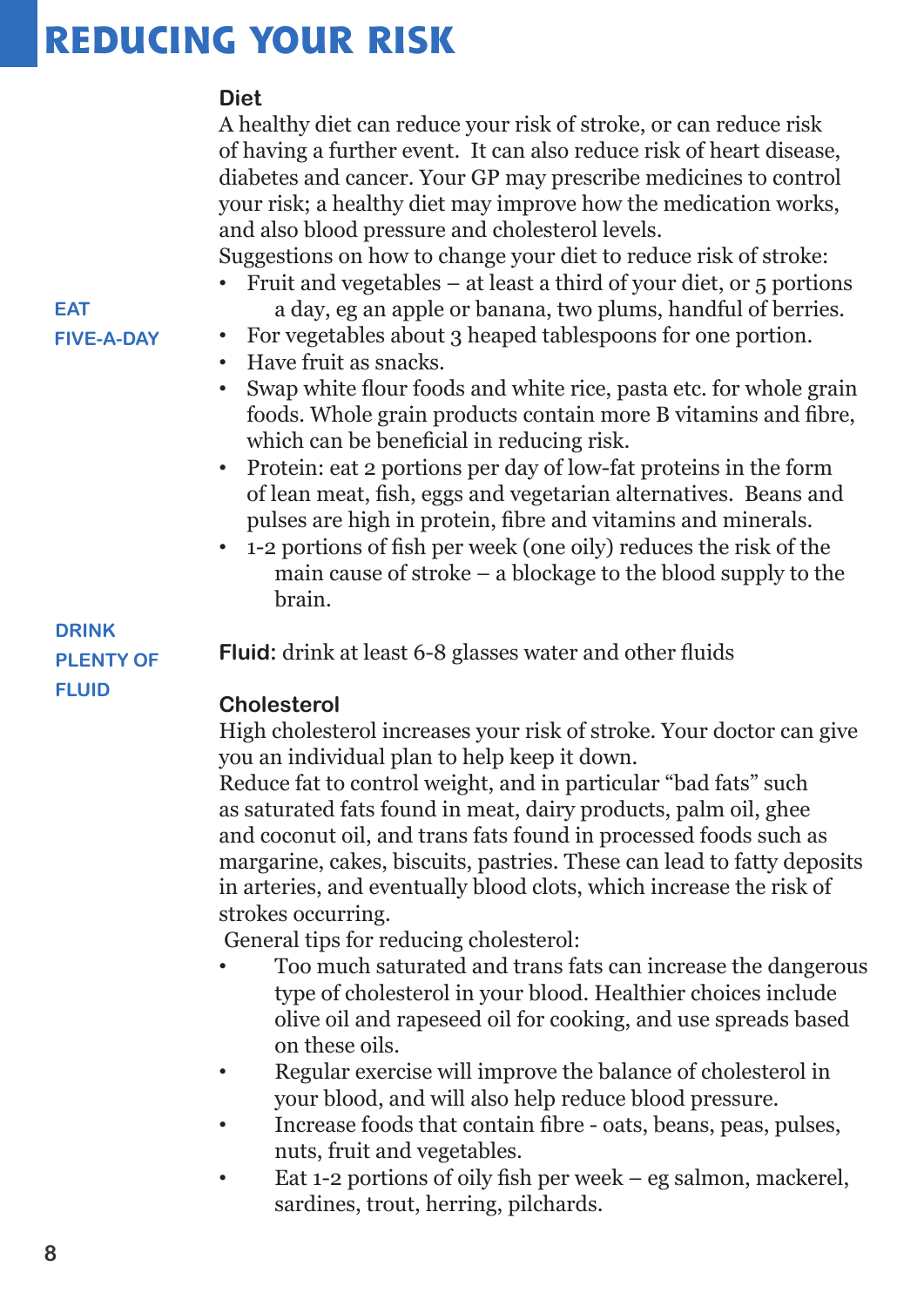# REDUCING YOUR RISK

EAT FIVE-A-DAY

### Diet

A healthy diet can reduce your risk of stroke, or can reduce risk of having a further event. It can also reduce risk of heart disease, diabetes and cancer. Your GP may prescribe medicines to control your risk; a healthy diet may improve how the medication works, and also blood pressure and cholesterol levels.

Suggestions on how to change your diet to reduce risk of stroke:

- Fruit and vegetables – at least a third of your diet, or 5 portions a day, eg an apple or banana, two plums, handful of berries.
- For vegetables about 3 heaped tablespoons for one portion.
- Have fruit as snacks.
- Swap white flour foods and white rice, pasta etc. for whole grain foods. Whole grain products contain more B vitamins and fibre, which can be beneficial in reducing risk.
- Protein: eat 2 portions per day of low-fat proteins in the form of lean meat, fish, eggs and vegetarian alternatives. Beans and pulses are high in protein, fibre and vitamins and minerals.
- 1-2 portions of fish per week (one oily) reduces the risk of the main cause of stroke – a blockage to the blood supply to the brain.

DRINK PLENTY OF FLUID

**Fluid:** drink at least 6-8 glasses water and other fluids

### Cholesterol

High cholesterol increases your risk of stroke. Your doctor can give you an individual plan to help keep it down.

Reduce fat to control weight, and in particular "bad fats" such as saturated fats found in meat, dairy products, palm oil, ghee and coconut oil, and trans fats found in processed foods such as margarine, cakes, biscuits, pastries. These can lead to fatty deposits in arteries, and eventually blood clots, which increase the risk of strokes occurring.

General tips for reducing cholesterol:

- Too much saturated and trans fats can increase the dangerous type of cholesterol in your blood. Healthier choices include olive oil and rapeseed oil for cooking, and use spreads based on these oils.
- Regular exercise will improve the balance of cholesterol in your blood, and will also help reduce blood pressure.
- Increase foods that contain fibre - oats, beans, peas, pulses, nuts, fruit and vegetables.
- Eat 1-2 portions of oily fish per week – eg salmon, mackerel, sardines, trout, herring, pilchards.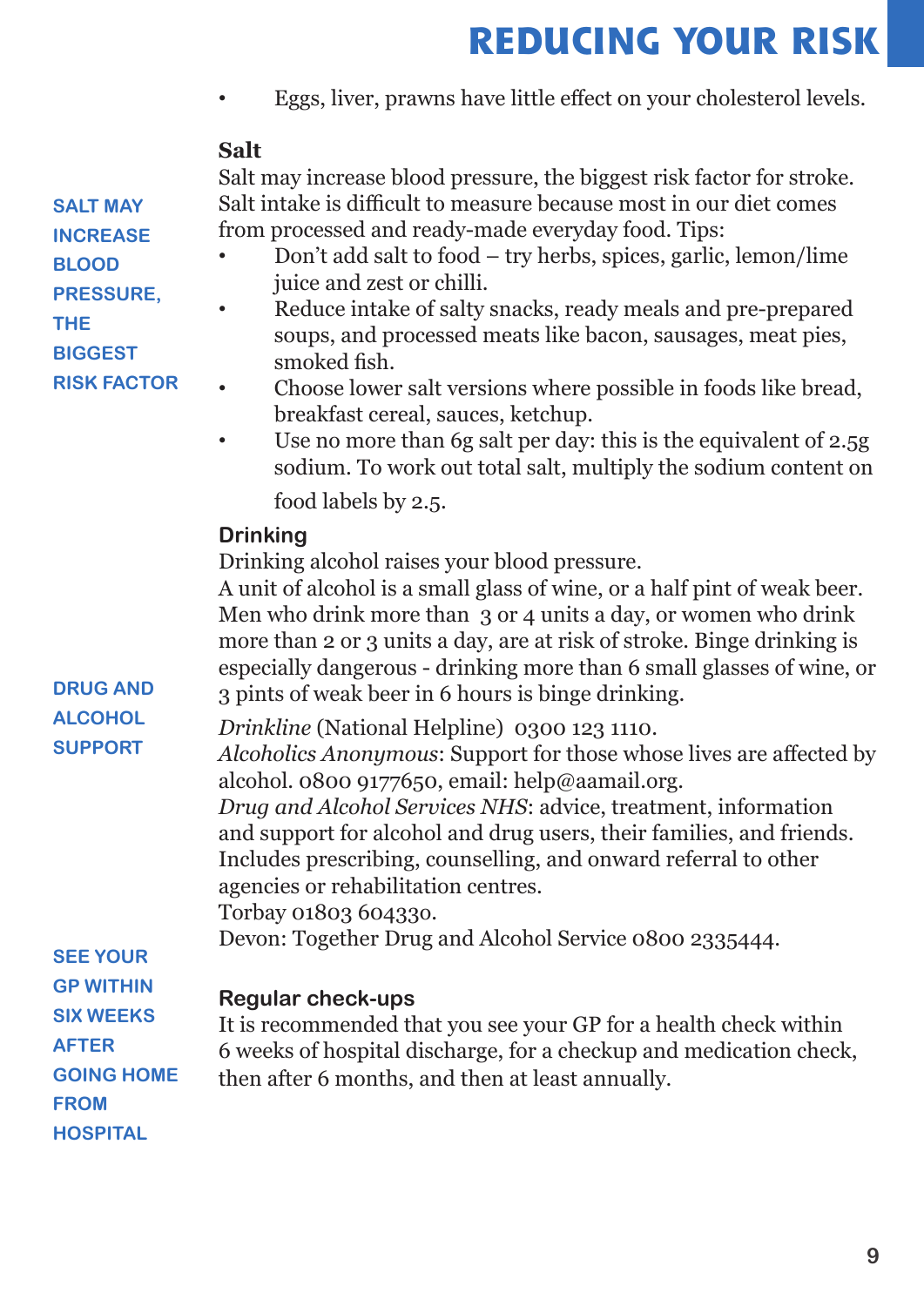- Eggs, liver, prawns have little effect on your cholesterol levels.

### Salt

**SALT MAY INCREASE BLOOD PRESSURE, THE BIGGEST RISK FACTOR**

Salt may increase blood pressure, the biggest risk factor for stroke. Salt intake is difficult to measure because most in our diet comes from processed and ready-made everyday food. Tips:

- Don't add salt to food – try herbs, spices, garlic, lemon/lime juice and zest or chilli.
- Reduce intake of salty snacks, ready meals and pre-prepared soups, and processed meats like bacon, sausages, meat pies, smoked fish.
- Choose lower salt versions where possible in foods like bread, breakfast cereal, sauces, ketchup.
- Use no more than 6g salt per day: this is the equivalent of 2.5g sodium. To work out total salt, multiply the sodium content on food labels by 2.5.

### Drinking

Drinking alcohol raises your blood pressure.
A unit of alcohol is a small glass of wine, or a half pint of weak beer. Men who drink more than 3 or 4 units a day, or women who drink more than 2 or 3 units a day, are at risk of stroke. Binge drinking is especially dangerous - drinking more than 6 small glasses of wine, or 3 pints of weak beer in 6 hours is binge drinking.

**DRUG AND ALCOHOL SUPPORT**

*Drinkline* (National Helpline) 0300 123 1110.
*Alcoholics Anonymous*: Support for those whose lives are affected by alcohol. 0800 9177650, email: help@aamail.org.
*Drug and Alcohol Services NHS*: advice, treatment, information and support for alcohol and drug users, their families, and friends. Includes prescribing, counselling, and onward referral to other agencies or rehabilitation centres.
Torbay 01803 604330.
Devon: Together Drug and Alcohol Service 0800 2335444.

### Regular check-ups

**SEE YOUR GP WITHIN SIX WEEKS AFTER GOING HOME FROM HOSPITAL**

It is recommended that you see your GP for a health check within 6 weeks of hospital discharge, for a checkup and medication check, then after 6 months, and then at least annually.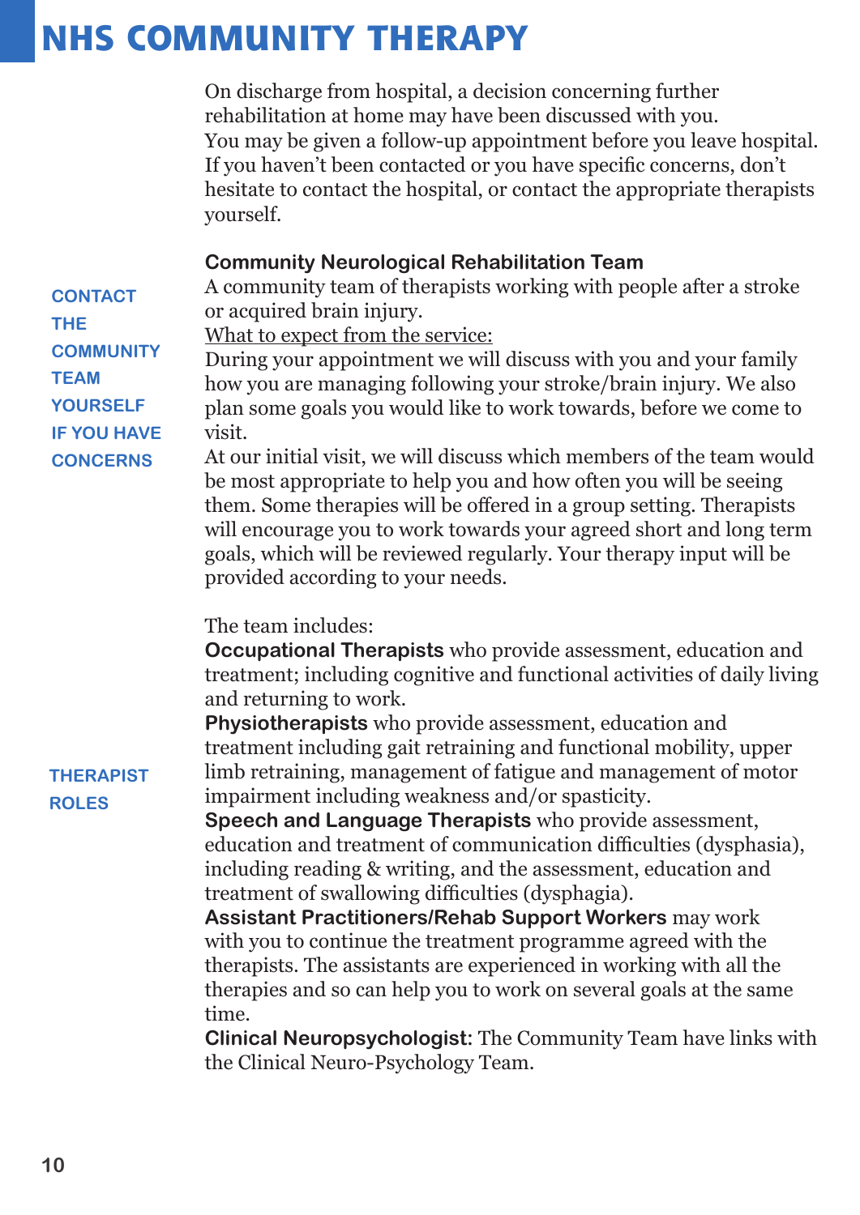# NHS COMMUNITY THERAPY

On discharge from hospital, a decision concerning further rehabilitation at home may have been discussed with you.
You may be given a follow-up appointment before you leave hospital. If you haven't been contacted or you have specific concerns, don't hesitate to contact the hospital, or contact the appropriate therapists yourself.

**CONTACT THE COMMUNITY TEAM YOURSELF IF YOU HAVE CONCERNS**

**Community Neurological Rehabilitation Team**
A community team of therapists working with people after a stroke or acquired brain injury.
What to expect from the service:
During your appointment we will discuss with you and your family how you are managing following your stroke/brain injury. We also plan some goals you would like to work towards, before we come to visit.
At our initial visit, we will discuss which members of the team would be most appropriate to help you and how often you will be seeing them. Some therapies will be offered in a group setting. Therapists will encourage you to work towards your agreed short and long term goals, which will be reviewed regularly. Your therapy input will be provided according to your needs.

**THERAPIST ROLES**

The team includes:
**Occupational Therapists** who provide assessment, education and treatment; including cognitive and functional activities of daily living and returning to work.
**Physiotherapists** who provide assessment, education and treatment including gait retraining and functional mobility, upper limb retraining, management of fatigue and management of motor impairment including weakness and/or spasticity.
**Speech and Language Therapists** who provide assessment, education and treatment of communication difficulties (dysphasia), including reading & writing, and the assessment, education and treatment of swallowing difficulties (dysphagia).
**Assistant Practitioners/Rehab Support Workers** may work with you to continue the treatment programme agreed with the therapists. The assistants are experienced in working with all the therapies and so can help you to work on several goals at the same time.
**Clinical Neuropsychologist:** The Community Team have links with the Clinical Neuro-Psychology Team.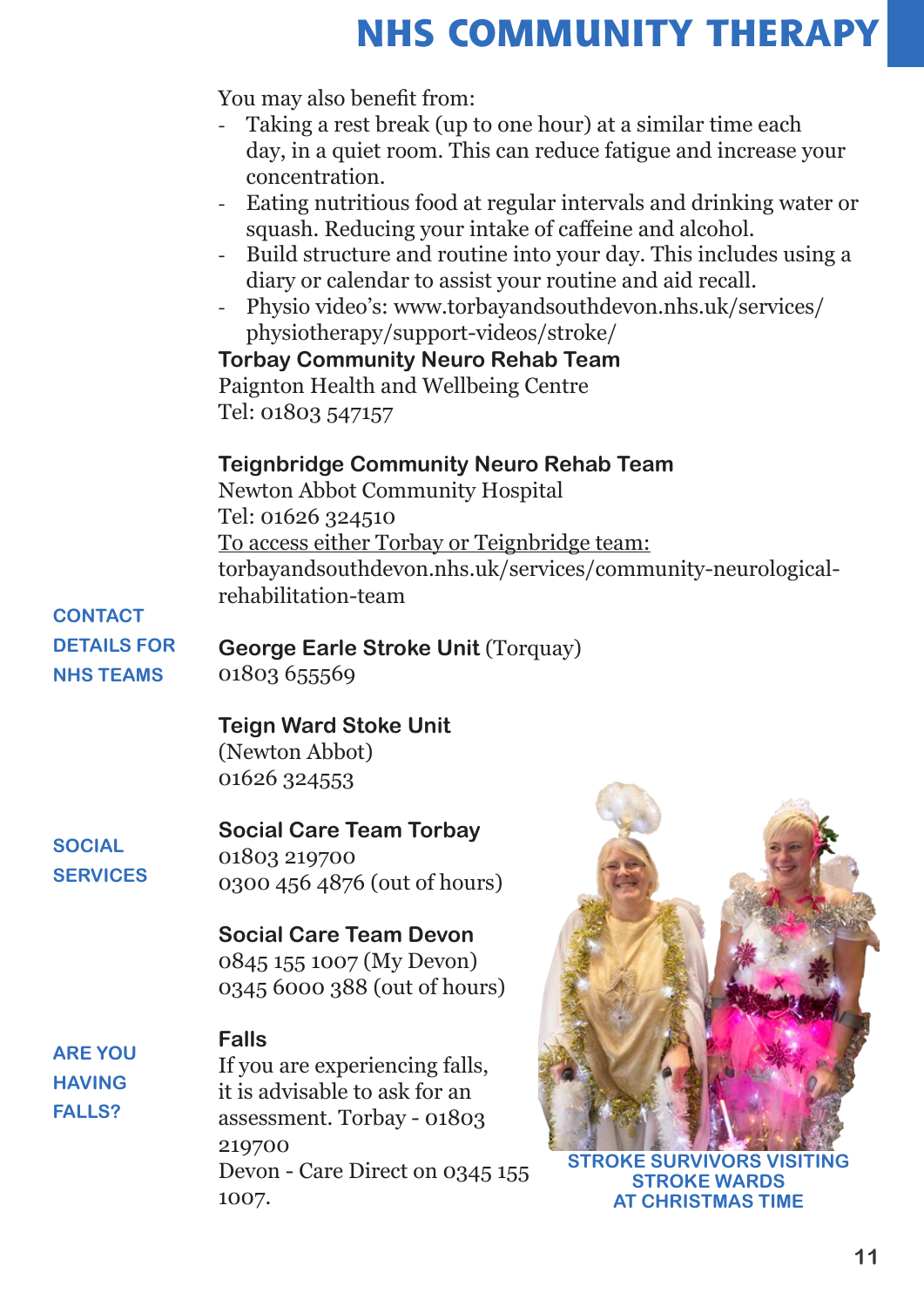# NHS COMMUNITY THERAPY

You may also benefit from:

- Taking a rest break (up to one hour) at a similar time each day, in a quiet room. This can reduce fatigue and increase your concentration.
- Eating nutritious food at regular intervals and drinking water or squash. Reducing your intake of caffeine and alcohol.
- Build structure and routine into your day. This includes using a diary or calendar to assist your routine and aid recall.
- Physio video's: www.torbayandsouthdevon.nhs.uk/services/physiotherapy/support-videos/stroke/

**Torbay Community Neuro Rehab Team**
Paignton Health and Wellbeing Centre
Tel: 01803 547157

**Teignbridge Community Neuro Rehab Team**
Newton Abbot Community Hospital
Tel: 01626 324510
To access either Torbay or Teignbridge team:
torbayandsouthdevon.nhs.uk/services/community-neurological-rehabilitation-team

## CONTACT DETAILS FOR NHS TEAMS

**George Earle Stroke Unit** (Torquay)
01803 655569

**Teign Ward Stoke Unit**
(Newton Abbot)
01626 324553

## SOCIAL SERVICES

**Social Care Team Torbay**
01803 219700
0300 456 4876 (out of hours)

**Social Care Team Devon**
0845 155 1007 (My Devon)
0345 6000 388 (out of hours)

## ARE YOU HAVING FALLS?

**Falls**
If you are experiencing falls, it is advisable to ask for an assessment. Torbay - 01803 219700
Devon - Care Direct on 0345 155 1007.

STROKE SURVIVORS VISITING STROKE WARDS AT CHRISTMAS TIME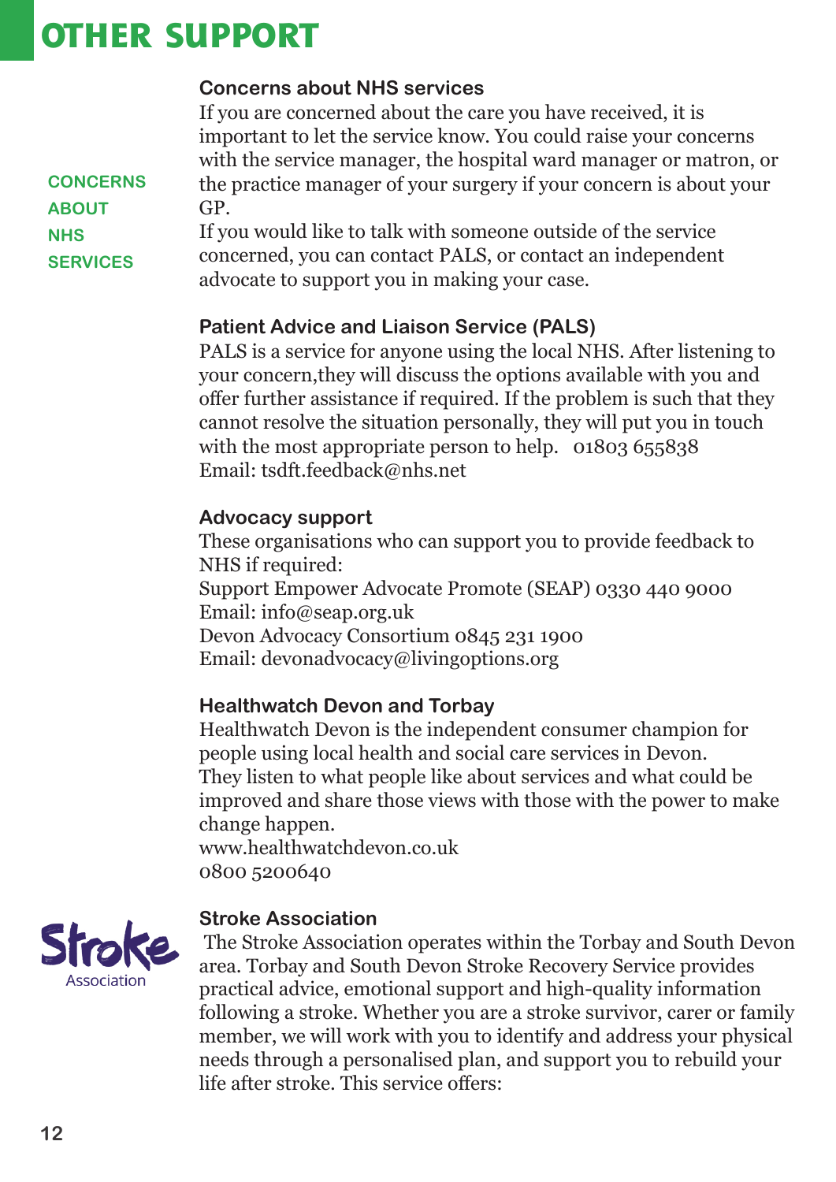# OTHER SUPPORT

**CONCERNS ABOUT NHS SERVICES**

### Concerns about NHS services

If you are concerned about the care you have received, it is important to let the service know. You could raise your concerns with the service manager, the hospital ward manager or matron, or the practice manager of your surgery if your concern is about your GP.

If you would like to talk with someone outside of the service concerned, you can contact PALS, or contact an independent advocate to support you in making your case.

### Patient Advice and Liaison Service (PALS)

PALS is a service for anyone using the local NHS. After listening to your concern,they will discuss the options available with you and offer further assistance if required. If the problem is such that they cannot resolve the situation personally, they will put you in touch with the most appropriate person to help. 01803 655838
Email: tsdft.feedback@nhs.net

### Advocacy support

These organisations who can support you to provide feedback to NHS if required:
Support Empower Advocate Promote (SEAP) 0330 440 9000
Email: info@seap.org.uk
Devon Advocacy Consortium 0845 231 1900
Email: devonadvocacy@livingoptions.org

### Healthwatch Devon and Torbay

Healthwatch Devon is the independent consumer champion for people using local health and social care services in Devon.
They listen to what people like about services and what could be improved and share those views with those with the power to make change happen.
www.healthwatchdevon.co.uk
0800 5200640

### Stroke Association

The Stroke Association operates within the Torbay and South Devon area. Torbay and South Devon Stroke Recovery Service provides practical advice, emotional support and high-quality information following a stroke. Whether you are a stroke survivor, carer or family member, we will work with you to identify and address your physical needs through a personalised plan, and support you to rebuild your life after stroke. This service offers: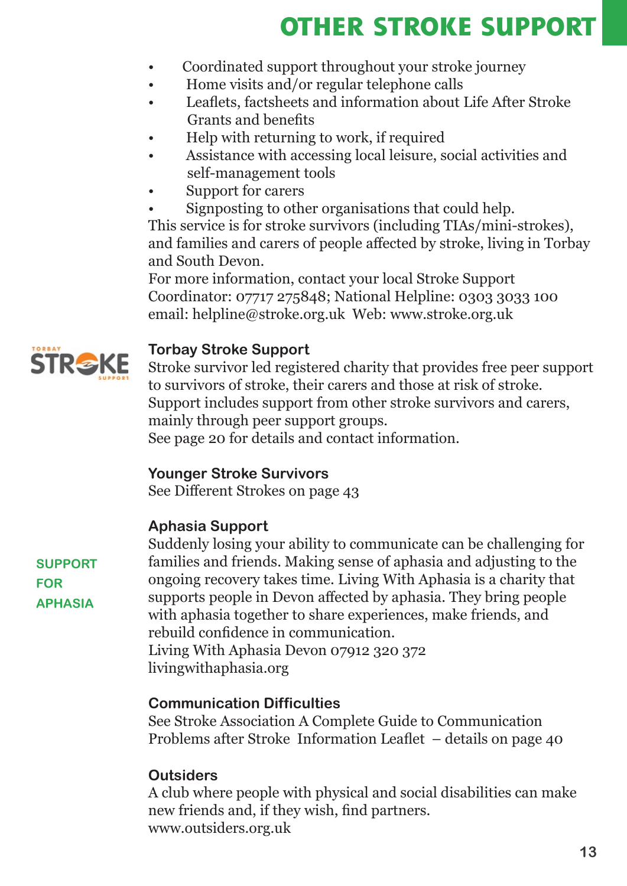# OTHER STROKE SUPPORT

- Coordinated support throughout your stroke journey
- Home visits and/or regular telephone calls
- Leaflets, factsheets and information about Life After Stroke Grants and benefits
- Help with returning to work, if required
- Assistance with accessing local leisure, social activities and self-management tools
- Support for carers
- Signposting to other organisations that could help.

This service is for stroke survivors (including TIAs/mini-strokes), and families and carers of people affected by stroke, living in Torbay and South Devon.

For more information, contact your local Stroke Support Coordinator: 07717 275848; National Helpline: 0303 3033 100 email: helpline@stroke.org.uk Web: www.stroke.org.uk

### Torbay Stroke Support

Stroke survivor led registered charity that provides free peer support to survivors of stroke, their carers and those at risk of stroke. Support includes support from other stroke survivors and carers, mainly through peer support groups.

See page 20 for details and contact information.

### Younger Stroke Survivors

See Different Strokes on page 43

### Aphasia Support

SUPPORT FOR APHASIA

Suddenly losing your ability to communicate can be challenging for families and friends. Making sense of aphasia and adjusting to the ongoing recovery takes time. Living With Aphasia is a charity that supports people in Devon affected by aphasia. They bring people with aphasia together to share experiences, make friends, and rebuild confidence in communication.

Living With Aphasia Devon 07912 320 372
livingwithaphasia.org

### Communication Difficulties

See Stroke Association A Complete Guide to Communication Problems after Stroke Information Leaflet – details on page 40

### Outsiders

A club where people with physical and social disabilities can make new friends and, if they wish, find partners.
www.outsiders.org.uk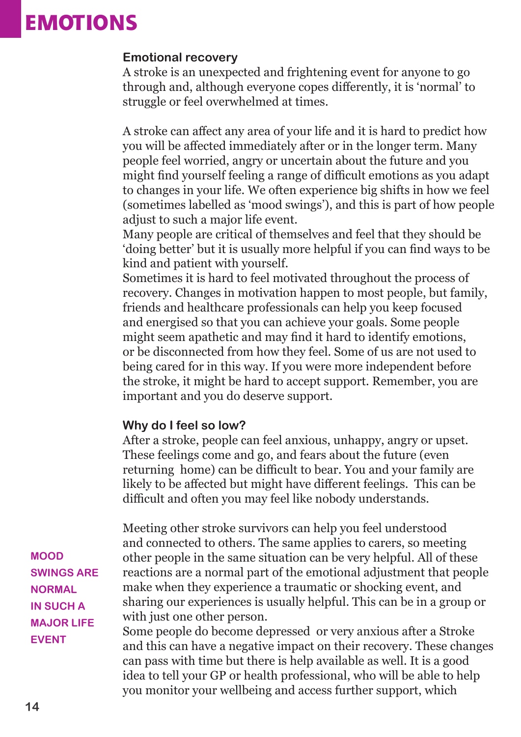# EMOTIONS

## Emotional recovery

A stroke is an unexpected and frightening event for anyone to go through and, although everyone copes differently, it is 'normal' to struggle or feel overwhelmed at times.

A stroke can affect any area of your life and it is hard to predict how you will be affected immediately after or in the longer term. Many people feel worried, angry or uncertain about the future and you might find yourself feeling a range of difficult emotions as you adapt to changes in your life. We often experience big shifts in how we feel (sometimes labelled as 'mood swings'), and this is part of how people adjust to such a major life event.

Many people are critical of themselves and feel that they should be 'doing better' but it is usually more helpful if you can find ways to be kind and patient with yourself.

Sometimes it is hard to feel motivated throughout the process of recovery. Changes in motivation happen to most people, but family, friends and healthcare professionals can help you keep focused and energised so that you can achieve your goals. Some people might seem apathetic and may find it hard to identify emotions, or be disconnected from how they feel. Some of us are not used to being cared for in this way. If you were more independent before the stroke, it might be hard to accept support. Remember, you are important and you do deserve support.

## Why do I feel so low?

After a stroke, people can feel anxious, unhappy, angry or upset. These feelings come and go, and fears about the future (even returning home) can be difficult to bear. You and your family are likely to be affected but might have different feelings. This can be difficult and often you may feel like nobody understands.

**MOOD SWINGS ARE NORMAL IN SUCH A MAJOR LIFE EVENT**

Meeting other stroke survivors can help you feel understood and connected to others. The same applies to carers, so meeting other people in the same situation can be very helpful. All of these reactions are a normal part of the emotional adjustment that people make when they experience a traumatic or shocking event, and sharing our experiences is usually helpful. This can be in a group or with just one other person.

Some people do become depressed or very anxious after a Stroke and this can have a negative impact on their recovery. These changes can pass with time but there is help available as well. It is a good idea to tell your GP or health professional, who will be able to help you monitor your wellbeing and access further support, which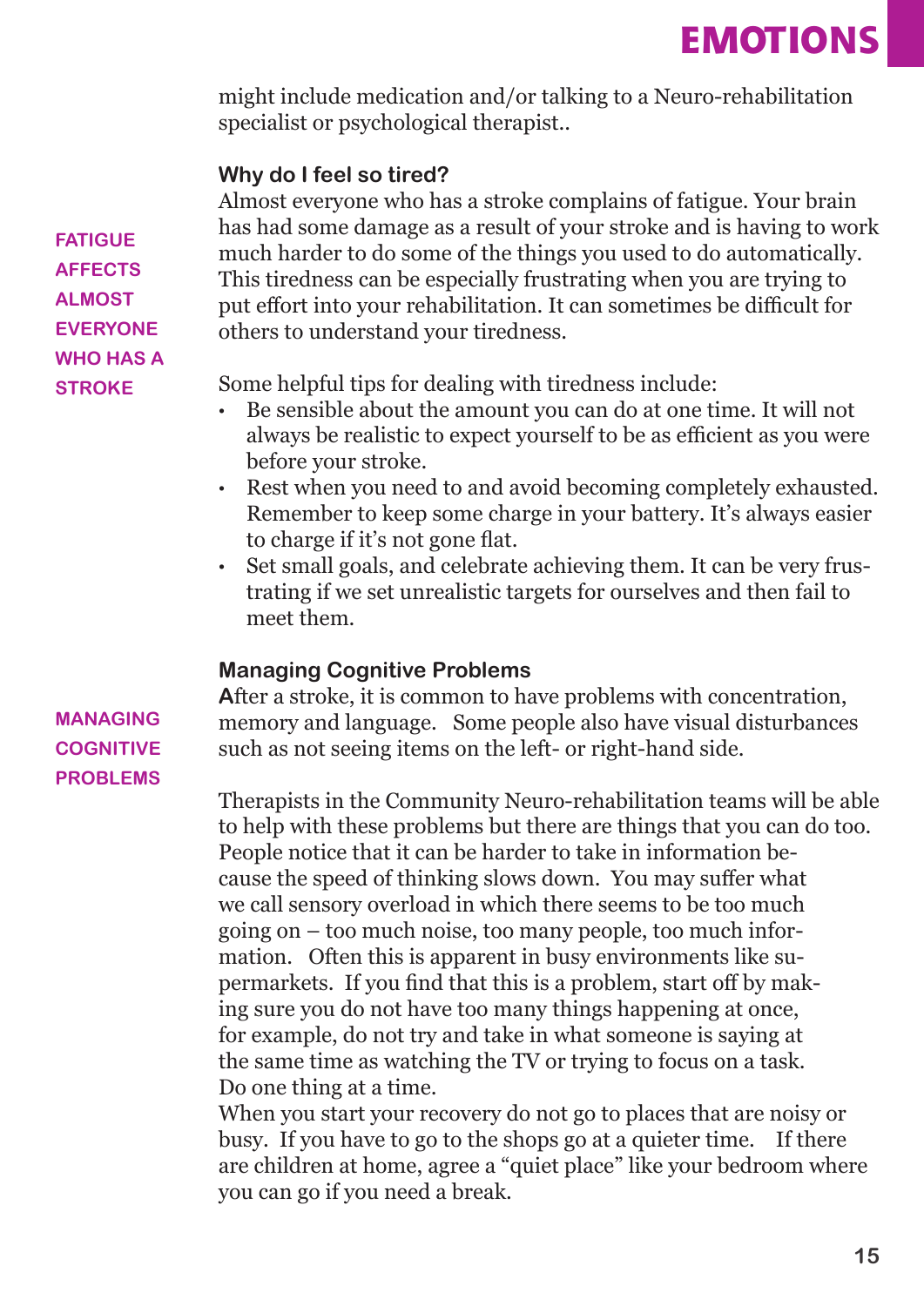might include medication and/or talking to a Neuro-rehabilitation specialist or psychological therapist..

### Why do I feel so tired?

**FATIGUE AFFECTS ALMOST EVERYONE WHO HAS A STROKE**

Almost everyone who has a stroke complains of fatigue. Your brain has had some damage as a result of your stroke and is having to work much harder to do some of the things you used to do automatically. This tiredness can be especially frustrating when you are trying to put effort into your rehabilitation. It can sometimes be difficult for others to understand your tiredness.

Some helpful tips for dealing with tiredness include:

- Be sensible about the amount you can do at one time. It will not always be realistic to expect yourself to be as efficient as you were before your stroke.
- Rest when you need to and avoid becoming completely exhausted. Remember to keep some charge in your battery. It's always easier to charge if it's not gone flat.
- Set small goals, and celebrate achieving them. It can be very frustrating if we set unrealistic targets for ourselves and then fail to meet them.

### Managing Cognitive Problems

**MANAGING COGNITIVE PROBLEMS**

After a stroke, it is common to have problems with concentration, memory and language. Some people also have visual disturbances such as not seeing items on the left- or right-hand side.

Therapists in the Community Neuro-rehabilitation teams will be able to help with these problems but there are things that you can do too. People notice that it can be harder to take in information because the speed of thinking slows down. You may suffer what we call sensory overload in which there seems to be too much going on – too much noise, too many people, too much information. Often this is apparent in busy environments like supermarkets. If you find that this is a problem, start off by making sure you do not have too many things happening at once, for example, do not try and take in what someone is saying at the same time as watching the TV or trying to focus on a task. Do one thing at a time.

When you start your recovery do not go to places that are noisy or busy. If you have to go to the shops go at a quieter time. If there are children at home, agree a "quiet place" like your bedroom where you can go if you need a break.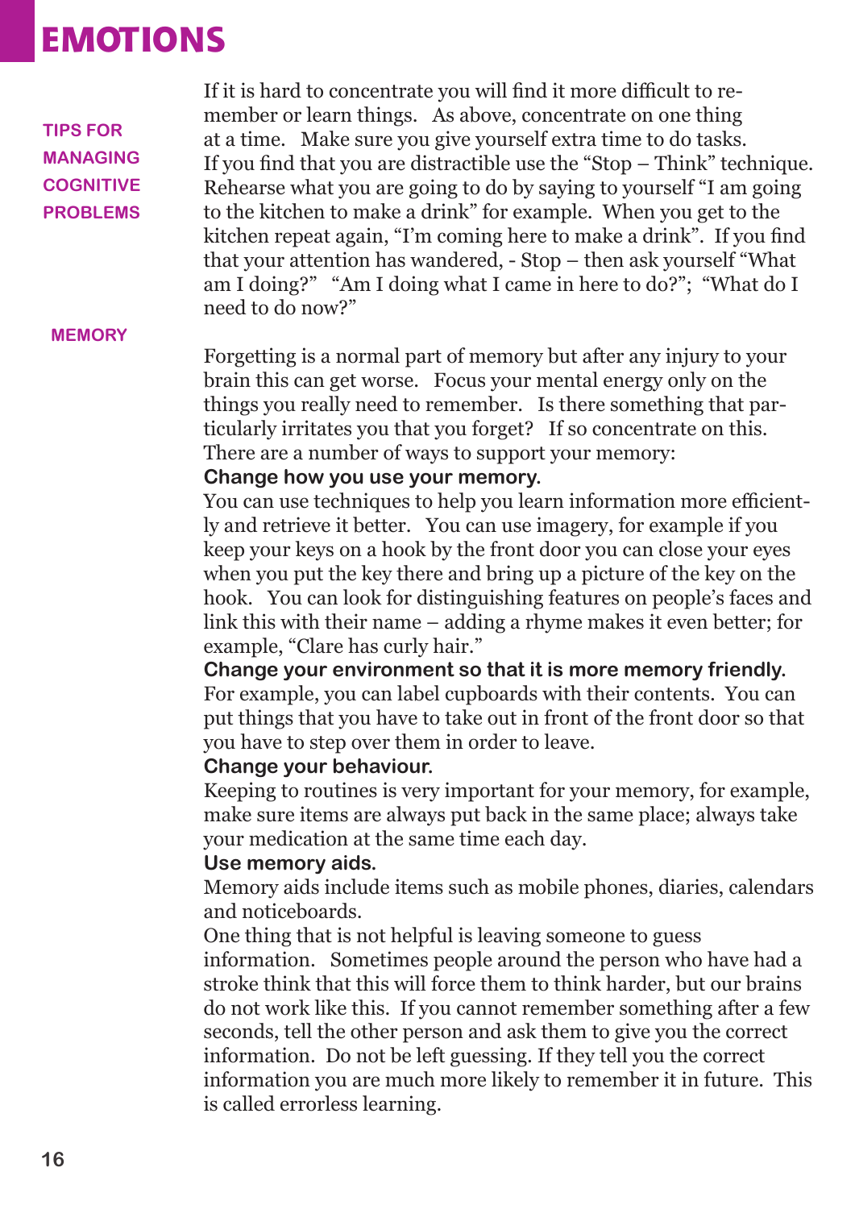# EMOTIONS

## TIPS FOR MANAGING COGNITIVE PROBLEMS

If it is hard to concentrate you will find it more difficult to remember or learn things. As above, concentrate on one thing at a time. Make sure you give yourself extra time to do tasks. If you find that you are distractible use the "Stop – Think" technique. Rehearse what you are going to do by saying to yourself "I am going to the kitchen to make a drink" for example. When you get to the kitchen repeat again, "I'm coming here to make a drink". If you find that your attention has wandered, - Stop – then ask yourself "What am I doing?" "Am I doing what I came in here to do?"; "What do I need to do now?"

## MEMORY

Forgetting is a normal part of memory but after any injury to your brain this can get worse. Focus your mental energy only on the things you really need to remember. Is there something that particularly irritates you that you forget? If so concentrate on this. There are a number of ways to support your memory:

**Change how you use your memory.**
You can use techniques to help you learn information more efficiently and retrieve it better. You can use imagery, for example if you keep your keys on a hook by the front door you can close your eyes when you put the key there and bring up a picture of the key on the hook. You can look for distinguishing features on people's faces and link this with their name – adding a rhyme makes it even better; for example, "Clare has curly hair."

**Change your environment so that it is more memory friendly.**
For example, you can label cupboards with their contents. You can put things that you have to take out in front of the front door so that you have to step over them in order to leave.

**Change your behaviour.**
Keeping to routines is very important for your memory, for example, make sure items are always put back in the same place; always take your medication at the same time each day.

**Use memory aids.**
Memory aids include items such as mobile phones, diaries, calendars and noticeboards.

One thing that is not helpful is leaving someone to guess information. Sometimes people around the person who have had a stroke think that this will force them to think harder, but our brains do not work like this. If you cannot remember something after a few seconds, tell the other person and ask them to give you the correct information. Do not be left guessing. If they tell you the correct information you are much more likely to remember it in future. This is called errorless learning.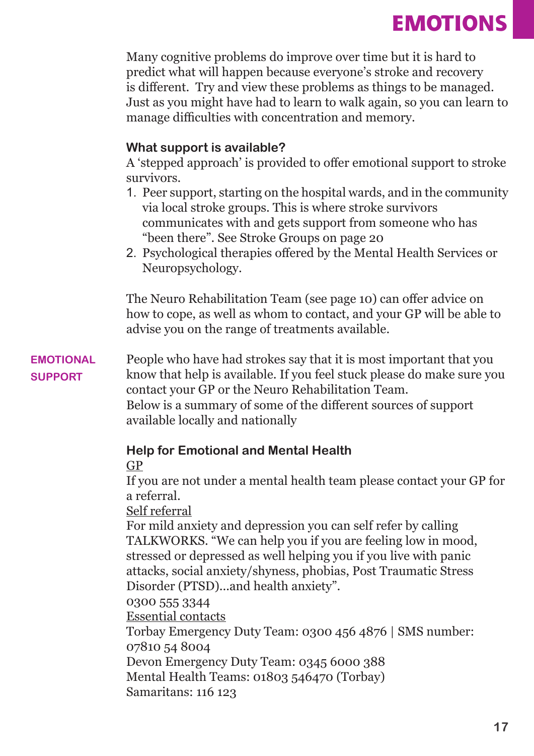# EMOTIONS

Many cognitive problems do improve over time but it is hard to predict what will happen because everyone's stroke and recovery is different. Try and view these problems as things to be managed. Just as you might have had to learn to walk again, so you can learn to manage difficulties with concentration and memory.

### What support is available?

A 'stepped approach' is provided to offer emotional support to stroke survivors.

1. Peer support, starting on the hospital wards, and in the community via local stroke groups. This is where stroke survivors communicates with and gets support from someone who has "been there". See Stroke Groups on page 20
2. Psychological therapies offered by the Mental Health Services or Neuropsychology.

The Neuro Rehabilitation Team (see page 10) can offer advice on how to cope, as well as whom to contact, and your GP will be able to advise you on the range of treatments available.

## EMOTIONAL SUPPORT

People who have had strokes say that it is most important that you know that help is available. If you feel stuck please do make sure you contact your GP or the Neuro Rehabilitation Team.

Below is a summary of some of the different sources of support available locally and nationally

### Help for Emotional and Mental Health

<u>GP</u>

If you are not under a mental health team please contact your GP for a referral.

<u>Self referral</u>

For mild anxiety and depression you can self refer by calling TALKWORKS. "We can help you if you are feeling low in mood, stressed or depressed as well helping you if you live with panic attacks, social anxiety/shyness, phobias, Post Traumatic Stress Disorder (PTSD)...and health anxiety".

0300 555 3344

<u>Essential contacts</u>

Torbay Emergency Duty Team: 0300 456 4876 | SMS number: 07810 54 8004

Devon Emergency Duty Team: 0345 6000 388

Mental Health Teams: 01803 546470 (Torbay)

Samaritans: 116 123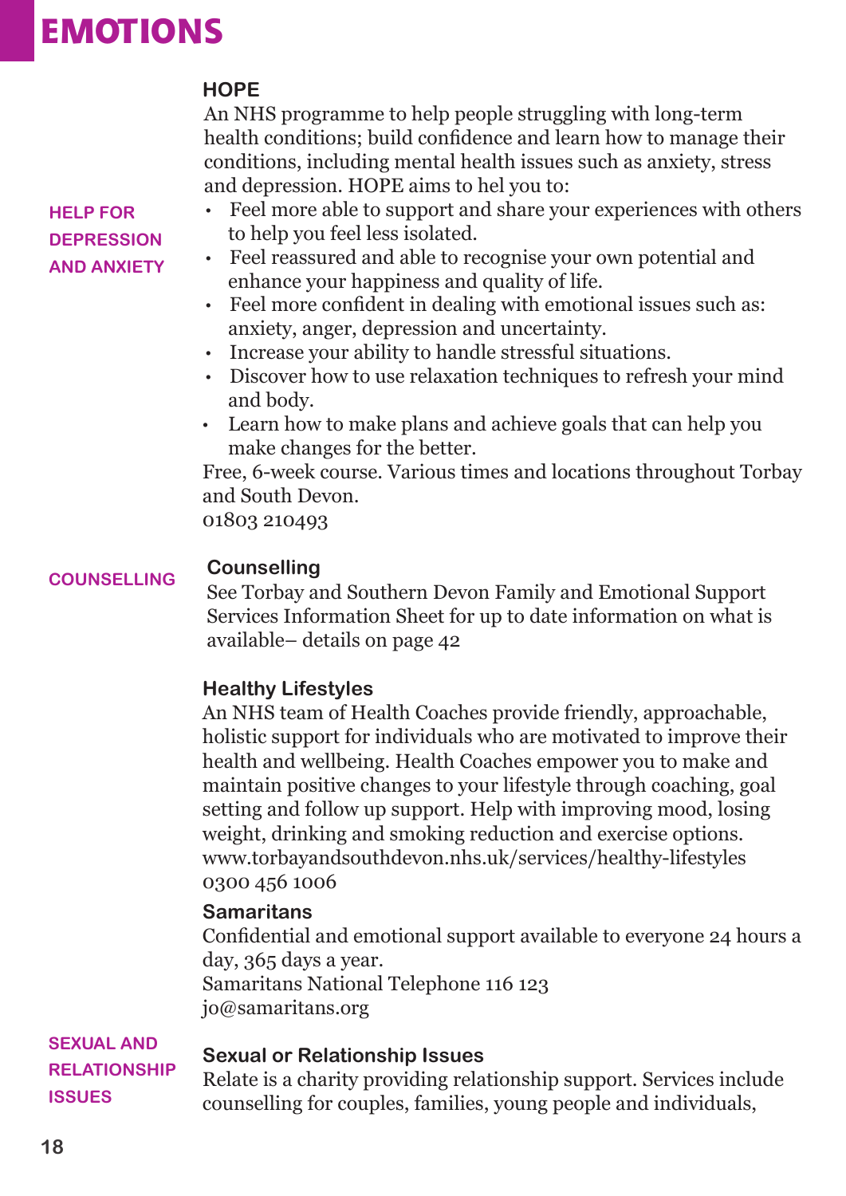# EMOTIONS

**HELP FOR DEPRESSION AND ANXIETY**

### HOPE

An NHS programme to help people struggling with long-term health conditions; build confidence and learn how to manage their conditions, including mental health issues such as anxiety, stress and depression. HOPE aims to hel you to:

- Feel more able to support and share your experiences with others to help you feel less isolated.
- Feel reassured and able to recognise your own potential and enhance your happiness and quality of life.
- Feel more confident in dealing with emotional issues such as: anxiety, anger, depression and uncertainty.
- Increase your ability to handle stressful situations.
- Discover how to use relaxation techniques to refresh your mind and body.
- Learn how to make plans and achieve goals that can help you make changes for the better.

Free, 6-week course. Various times and locations throughout Torbay and South Devon.
01803 210493

**COUNSELLING**

### Counselling

See Torbay and Southern Devon Family and Emotional Support Services Information Sheet for up to date information on what is available– details on page 42

### Healthy Lifestyles

An NHS team of Health Coaches provide friendly, approachable, holistic support for individuals who are motivated to improve their health and wellbeing. Health Coaches empower you to make and maintain positive changes to your lifestyle through coaching, goal setting and follow up support. Help with improving mood, losing weight, drinking and smoking reduction and exercise options.
www.torbayandsouthdevon.nhs.uk/services/healthy-lifestyles
0300 456 1006

### Samaritans

Confidential and emotional support available to everyone 24 hours a day, 365 days a year.
Samaritans National Telephone 116 123
jo@samaritans.org

**SEXUAL AND RELATIONSHIP ISSUES**

### Sexual or Relationship Issues

Relate is a charity providing relationship support. Services include counselling for couples, families, young people and individuals,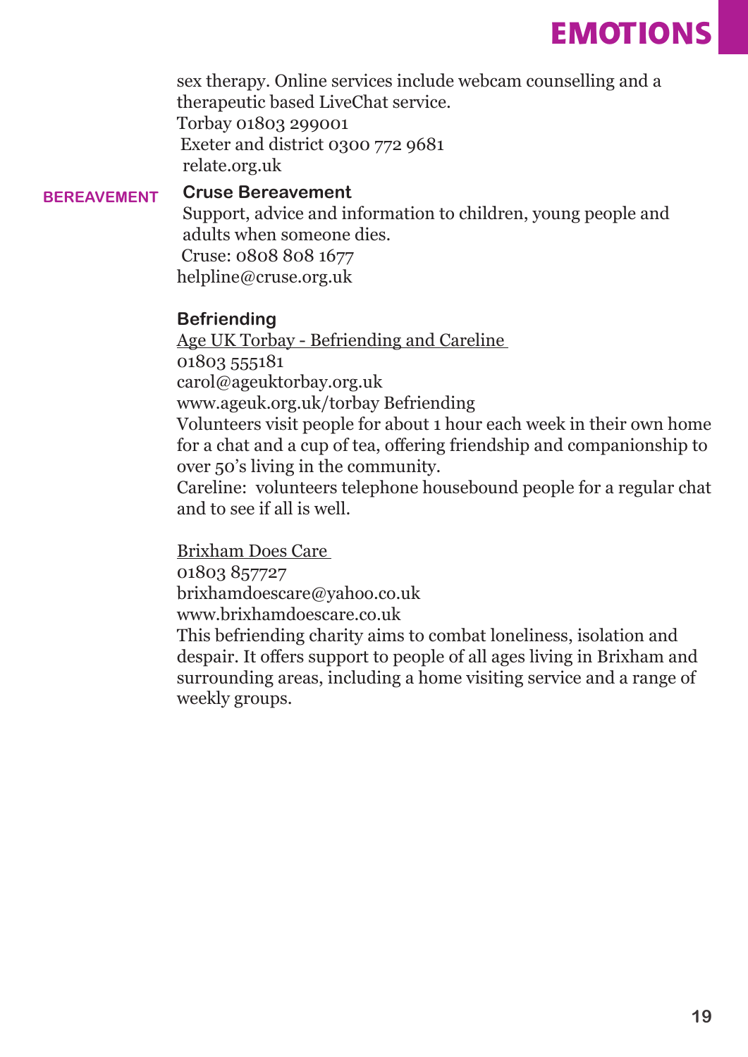sex therapy. Online services include webcam counselling and a therapeutic based LiveChat service.
Torbay 01803 299001
Exeter and district 0300 772 9681
relate.org.uk

## BEREAVEMENT

### Cruse Bereavement

Support, advice and information to children, young people and adults when someone dies.
Cruse: 0808 808 1677
helpline@cruse.org.uk

### Befriending

Age UK Torbay - Befriending and Careline
01803 555181
carol@ageuktorbay.org.uk
www.ageuk.org.uk/torbay Befriending
Volunteers visit people for about 1 hour each week in their own home for a chat and a cup of tea, offering friendship and companionship to over 50's living in the community.
Careline: volunteers telephone housebound people for a regular chat and to see if all is well.

Brixham Does Care
01803 857727
brixhamdoescare@yahoo.co.uk
www.brixhamdoescare.co.uk
This befriending charity aims to combat loneliness, isolation and despair. It offers support to people of all ages living in Brixham and surrounding areas, including a home visiting service and a range of weekly groups.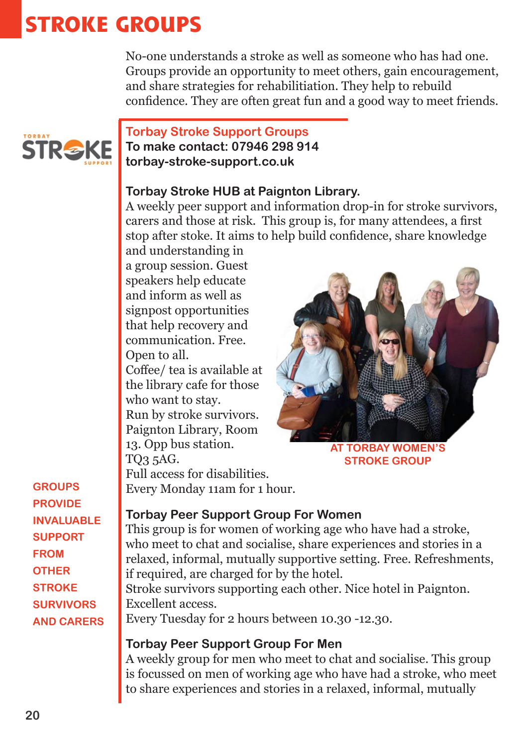# STROKE GROUPS

No-one understands a stroke as well as someone who has had one. Groups provide an opportunity to meet others, gain encouragement, and share strategies for rehabilitiation. They help to rebuild confidence. They are often great fun and a good way to meet friends.

## Torbay Stroke Support Groups

**To make contact: 07946 298 914**
**torbay-stroke-support.co.uk**

### Torbay Stroke HUB at Paignton Library.

A weekly peer support and information drop-in for stroke survivors, carers and those at risk. This group is, for many attendees, a first stop after stoke. It aims to help build confidence, share knowledge and understanding in a group session. Guest speakers help educate and inform as well as signpost opportunities that help recovery and communication. Free. Open to all.
Coffee/ tea is available at the library cafe for those who want to stay.
Run by stroke survivors.
Paignton Library, Room 13. Opp bus station. TQ3 5AG.
Full access for disabilities.
Every Monday 11am for 1 hour.

AT TORBAY WOMEN'S STROKE GROUP

GROUPS PROVIDE INVALUABLE SUPPORT FROM OTHER STROKE SURVIVORS AND CARERS

### Torbay Peer Support Group For Women

This group is for women of working age who have had a stroke, who meet to chat and socialise, share experiences and stories in a relaxed, informal, mutually supportive setting. Free. Refreshments, if required, are charged for by the hotel.
Stroke survivors supporting each other. Nice hotel in Paignton. Excellent access.
Every Tuesday for 2 hours between 10.30 -12.30.

### Torbay Peer Support Group For Men

A weekly group for men who meet to chat and socialise. This group is focussed on men of working age who have had a stroke, who meet to share experiences and stories in a relaxed, informal, mutually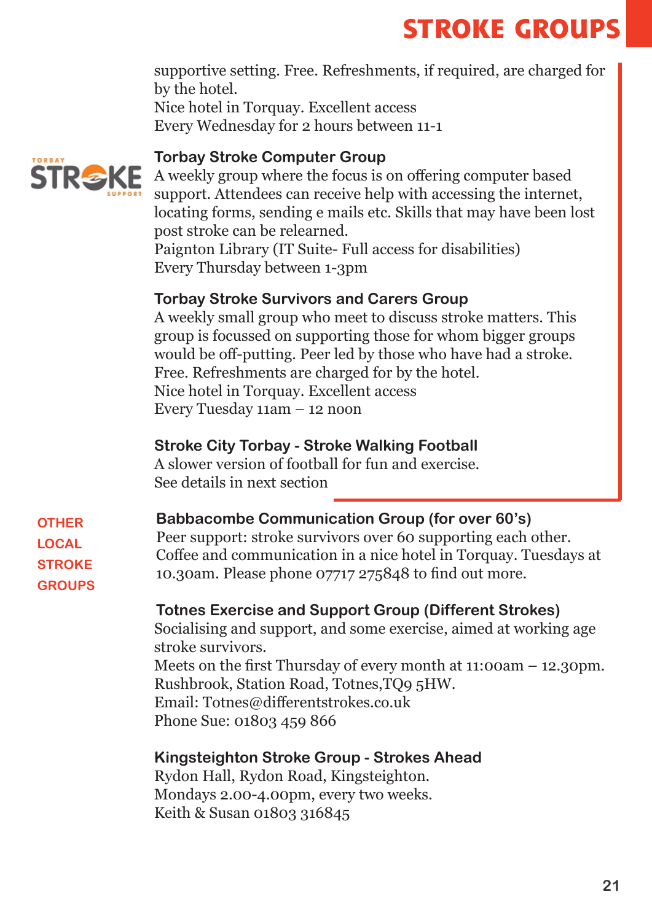supportive setting. Free. Refreshments, if required, are charged for by the hotel.
Nice hotel in Torquay. Excellent access
Every Wednesday for 2 hours between 11-1

### Torbay Stroke Computer Group

A weekly group where the focus is on offering computer based support. Attendees can receive help with accessing the internet, locating forms, sending e mails etc. Skills that may have been lost post stroke can be relearned.
Paignton Library (IT Suite- Full access for disabilities)
Every Thursday between 1-3pm

### Torbay Stroke Survivors and Carers Group

A weekly small group who meet to discuss stroke matters. This group is focussed on supporting those for whom bigger groups would be off-putting. Peer led by those who have had a stroke. Free. Refreshments are charged for by the hotel.
Nice hotel in Torquay. Excellent access
Every Tuesday 11am – 12 noon

### Stroke City Torbay - Stroke Walking Football

A slower version of football for fun and exercise.
See details in next section

## OTHER LOCAL STROKE GROUPS

### Babbacombe Communication Group (for over 60's)

Peer support: stroke survivors over 60 supporting each other. Coffee and communication in a nice hotel in Torquay. Tuesdays at 10.30am. Please phone 07717 275848 to find out more.

### Totnes Exercise and Support Group (Different Strokes)

Socialising and support, and some exercise, aimed at working age stroke survivors.
Meets on the first Thursday of every month at 11:00am – 12.30pm.
Rushbrook, Station Road, Totnes,TQ9 5HW.
Email: Totnes@differentstrokes.co.uk
Phone Sue: 01803 459 866

### Kingsteighton Stroke Group - Strokes Ahead

Rydon Hall, Rydon Road, Kingsteighton.
Mondays 2.00-4.00pm, every two weeks.
Keith & Susan 01803 316845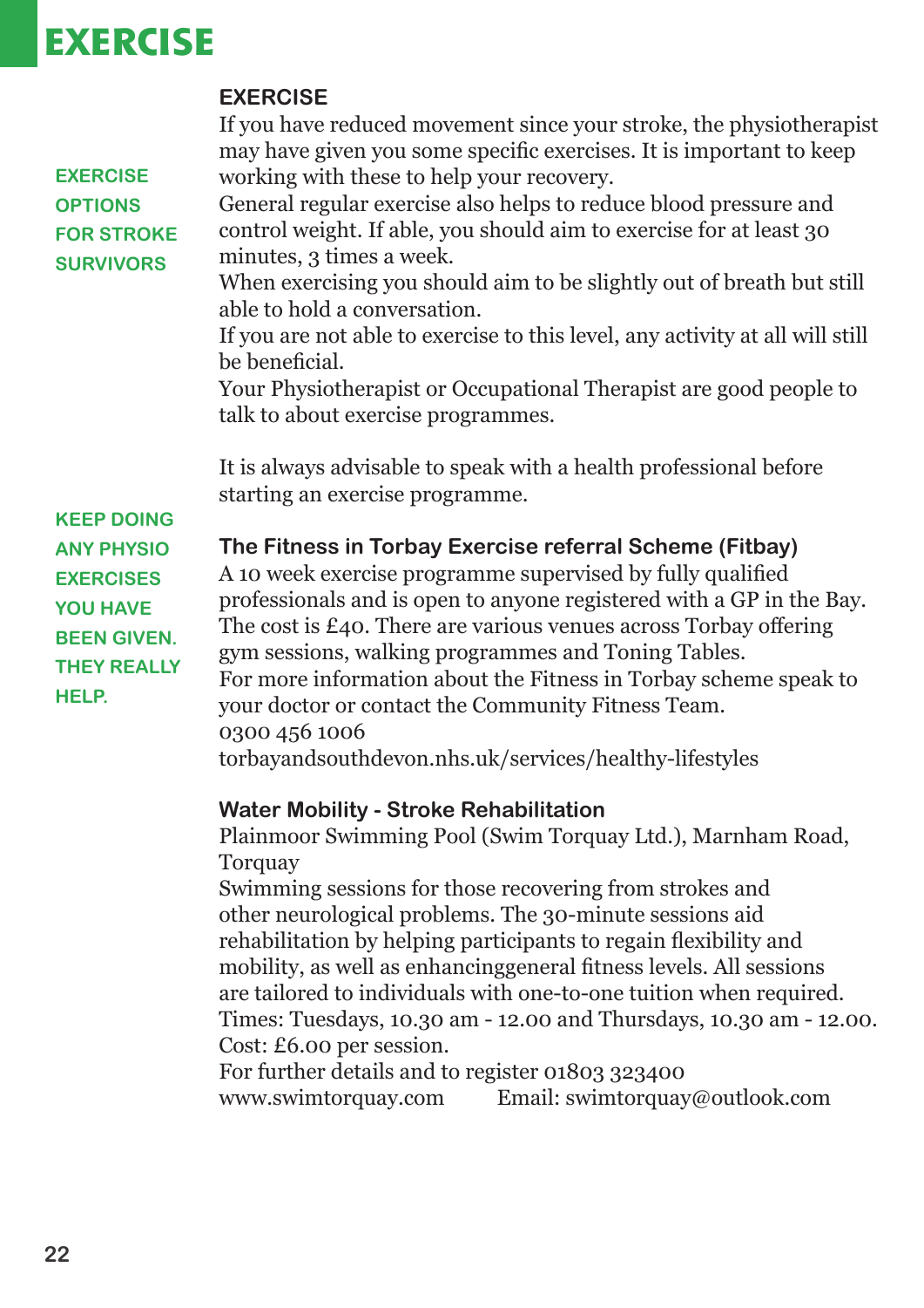# EXERCISE

EXERCISE OPTIONS FOR STROKE SURVIVORS

## EXERCISE

If you have reduced movement since your stroke, the physiotherapist may have given you some specific exercises. It is important to keep working with these to help your recovery.

General regular exercise also helps to reduce blood pressure and control weight. If able, you should aim to exercise for at least 30 minutes, 3 times a week.

When exercising you should aim to be slightly out of breath but still able to hold a conversation.

If you are not able to exercise to this level, any activity at all will still be beneficial.

Your Physiotherapist or Occupational Therapist are good people to talk to about exercise programmes.

It is always advisable to speak with a health professional before starting an exercise programme.

KEEP DOING ANY PHYSIO EXERCISES YOU HAVE BEEN GIVEN. THEY REALLY HELP.

### The Fitness in Torbay Exercise referral Scheme (Fitbay)

A 10 week exercise programme supervised by fully qualified professionals and is open to anyone registered with a GP in the Bay. The cost is £40. There are various venues across Torbay offering gym sessions, walking programmes and Toning Tables.

For more information about the Fitness in Torbay scheme speak to your doctor or contact the Community Fitness Team.

0300 456 1006

torbayandsouthdevon.nhs.uk/services/healthy-lifestyles

### Water Mobility - Stroke Rehabilitation

Plainmoor Swimming Pool (Swim Torquay Ltd.), Marnham Road, Torquay

Swimming sessions for those recovering from strokes and other neurological problems. The 30-minute sessions aid rehabilitation by helping participants to regain flexibility and mobility, as well as enhancinggeneral fitness levels. All sessions are tailored to individuals with one-to-one tuition when required.

Times: Tuesdays, 10.30 am - 12.00 and Thursdays, 10.30 am - 12.00.

Cost: £6.00 per session.

For further details and to register 01803 323400

www.swimtorquay.com Email: swimtorquay@outlook.com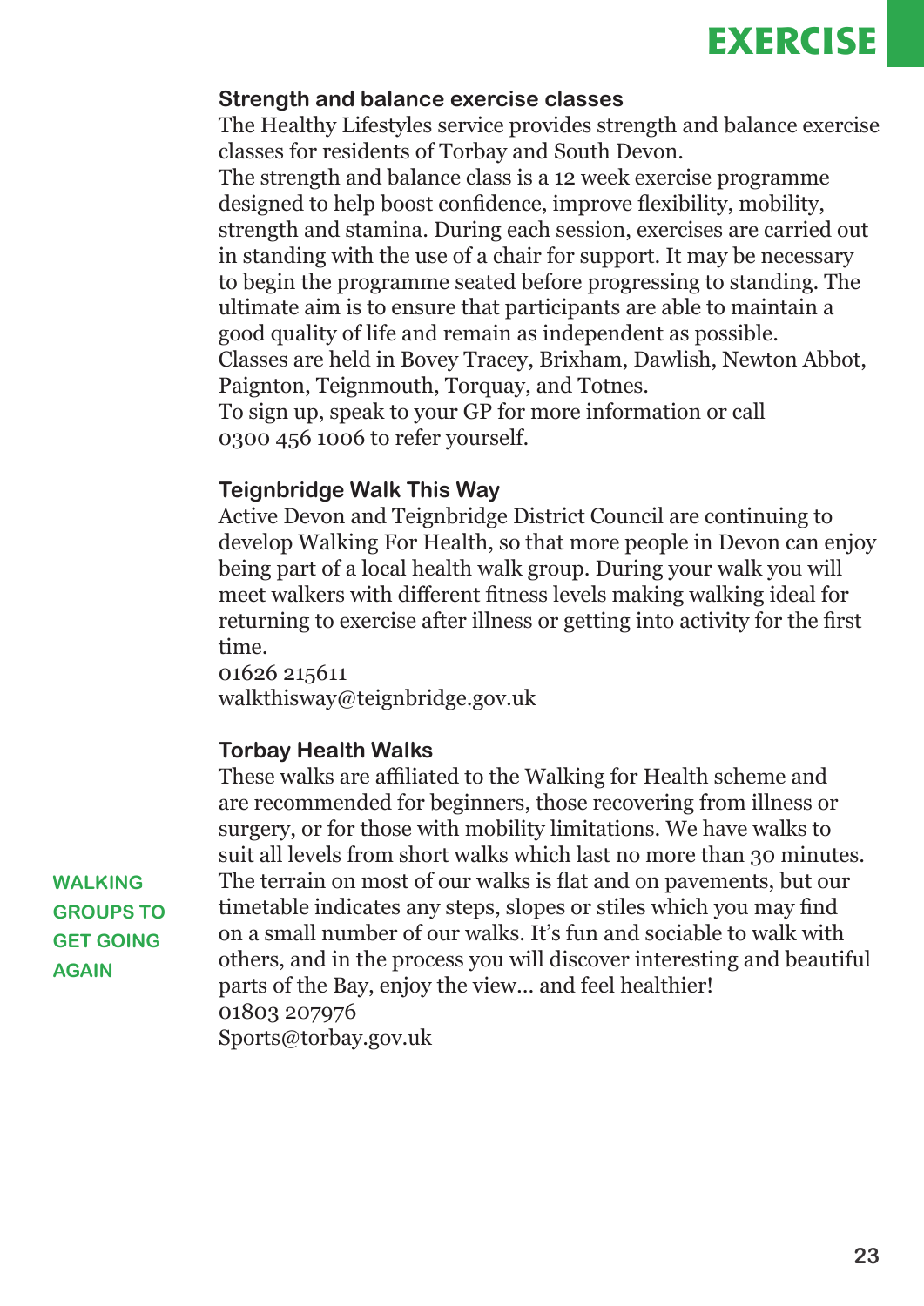# EXERCISE

### Strength and balance exercise classes

The Healthy Lifestyles service provides strength and balance exercise classes for residents of Torbay and South Devon.

The strength and balance class is a 12 week exercise programme designed to help boost confidence, improve flexibility, mobility, strength and stamina. During each session, exercises are carried out in standing with the use of a chair for support. It may be necessary to begin the programme seated before progressing to standing. The ultimate aim is to ensure that participants are able to maintain a good quality of life and remain as independent as possible.

Classes are held in Bovey Tracey, Brixham, Dawlish, Newton Abbot, Paignton, Teignmouth, Torquay, and Totnes.

To sign up, speak to your GP for more information or call 0300 456 1006 to refer yourself.

### Teignbridge Walk This Way

Active Devon and Teignbridge District Council are continuing to develop Walking For Health, so that more people in Devon can enjoy being part of a local health walk group. During your walk you will meet walkers with different fitness levels making walking ideal for returning to exercise after illness or getting into activity for the first time.

01626 215611
walkthisway@teignbridge.gov.uk

### Torbay Health Walks

**WALKING GROUPS TO GET GOING AGAIN**

These walks are affiliated to the Walking for Health scheme and are recommended for beginners, those recovering from illness or surgery, or for those with mobility limitations. We have walks to suit all levels from short walks which last no more than 30 minutes. The terrain on most of our walks is flat and on pavements, but our timetable indicates any steps, slopes or stiles which you may find on a small number of our walks. It's fun and sociable to walk with others, and in the process you will discover interesting and beautiful parts of the Bay, enjoy the view... and feel healthier!

01803 207976
Sports@torbay.gov.uk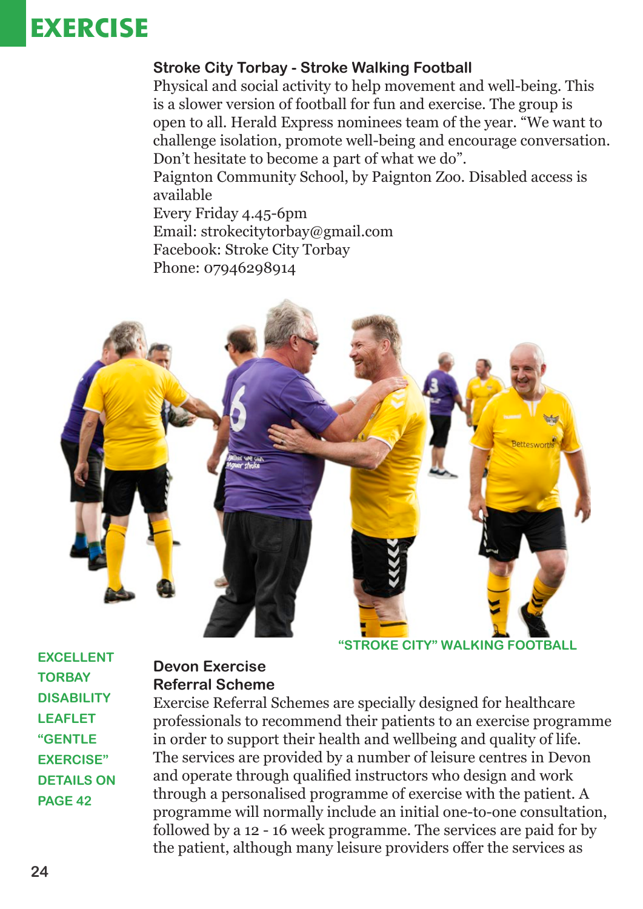# EXERCISE

### Stroke City Torbay - Stroke Walking Football

Physical and social activity to help movement and well-being. This is a slower version of football for fun and exercise. The group is open to all. Herald Express nominees team of the year. "We want to challenge isolation, promote well-being and encourage conversation. Don't hesitate to become a part of what we do".

Paignton Community School, by Paignton Zoo. Disabled access is available

Every Friday 4.45-6pm

Email: strokecitytorbay@gmail.com

Facebook: Stroke City Torbay

Phone: 07946298914

"STROKE CITY" WALKING FOOTBALL

EXCELLENT TORBAY DISABILITY LEAFLET "GENTLE EXERCISE" DETAILS ON PAGE 42

### Devon Exercise Referral Scheme

Exercise Referral Schemes are specially designed for healthcare professionals to recommend their patients to an exercise programme in order to support their health and wellbeing and quality of life. The services are provided by a number of leisure centres in Devon and operate through qualified instructors who design and work through a personalised programme of exercise with the patient. A programme will normally include an initial one-to-one consultation, followed by a 12 - 16 week programme. The services are paid for by the patient, although many leisure providers offer the services as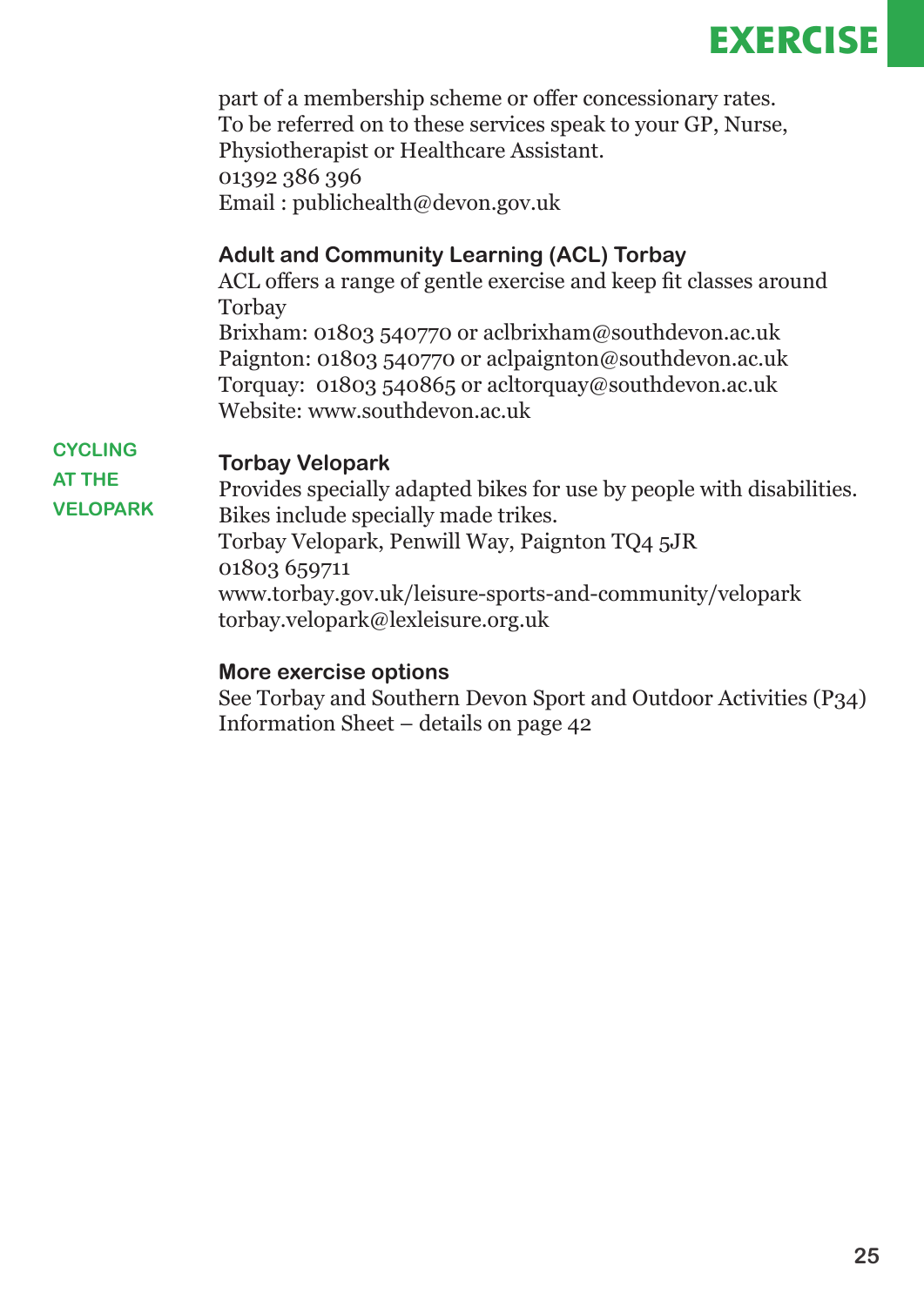part of a membership scheme or offer concessionary rates.
To be referred on to these services speak to your GP, Nurse, Physiotherapist or Healthcare Assistant.
01392 386 396
Email : publichealth@devon.gov.uk

### Adult and Community Learning (ACL) Torbay

ACL offers a range of gentle exercise and keep fit classes around Torbay
Brixham: 01803 540770 or aclbrixham@southdevon.ac.uk
Paignton: 01803 540770 or aclpaignton@southdevon.ac.uk
Torquay: 01803 540865 or acltorquay@southdevon.ac.uk
Website: www.southdevon.ac.uk

CYCLING AT THE VELOPARK

### Torbay Velopark

Provides specially adapted bikes for use by people with disabilities. Bikes include specially made trikes.
Torbay Velopark, Penwill Way, Paignton TQ4 5JR
01803 659711
www.torbay.gov.uk/leisure-sports-and-community/velopark
torbay.velopark@lexleisure.org.uk

### More exercise options

See Torbay and Southern Devon Sport and Outdoor Activities (P34) Information Sheet – details on page 42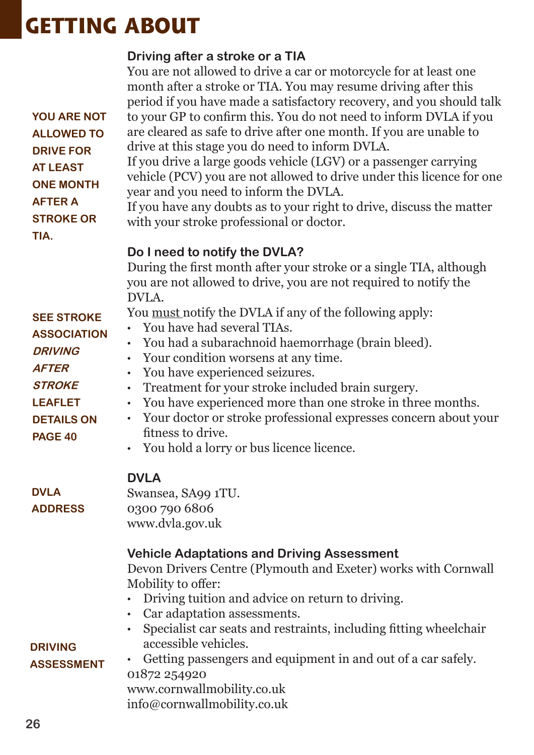# GETTING ABOUT

YOU ARE NOT ALLOWED TO DRIVE FOR AT LEAST ONE MONTH AFTER A STROKE OR TIA.

### Driving after a stroke or a TIA

You are not allowed to drive a car or motorcycle for at least one month after a stroke or TIA. You may resume driving after this period if you have made a satisfactory recovery, and you should talk to your GP to confirm this. You do not need to inform DVLA if you are cleared as safe to drive after one month. If you are unable to drive at this stage you do need to inform DVLA.

If you drive a large goods vehicle (LGV) or a passenger carrying vehicle (PCV) you are not allowed to drive under this licence for one year and you need to inform the DVLA.

If you have any doubts as to your right to drive, discuss the matter with your stroke professional or doctor.

SEE STROKE ASSOCIATION *DRIVING AFTER STROKE* LEAFLET DETAILS ON PAGE 40

### Do I need to notify the DVLA?

During the first month after your stroke or a single TIA, although you are not allowed to drive, you are not required to notify the DVLA.

You <u>must</u> notify the DVLA if any of the following apply:

- You have had several TIAs.
- You had a subarachnoid haemorrhage (brain bleed).
- Your condition worsens at any time.
- You have experienced seizures.
- Treatment for your stroke included brain surgery.
- You have experienced more than one stroke in three months.
- Your doctor or stroke professional expresses concern about your fitness to drive.
- You hold a lorry or bus licence licence.

DVLA ADDRESS

### DVLA

Swansea, SA99 1TU.
0300 790 6806
www.dvla.gov.uk

DRIVING ASSESSMENT

### Vehicle Adaptations and Driving Assessment

Devon Drivers Centre (Plymouth and Exeter) works with Cornwall Mobility to offer:

- Driving tuition and advice on return to driving.
- Car adaptation assessments.
- Specialist car seats and restraints, including fitting wheelchair accessible vehicles.
- Getting passengers and equipment in and out of a car safely.

01872 254920
www.cornwallmobility.co.uk
info@cornwallmobility.co.uk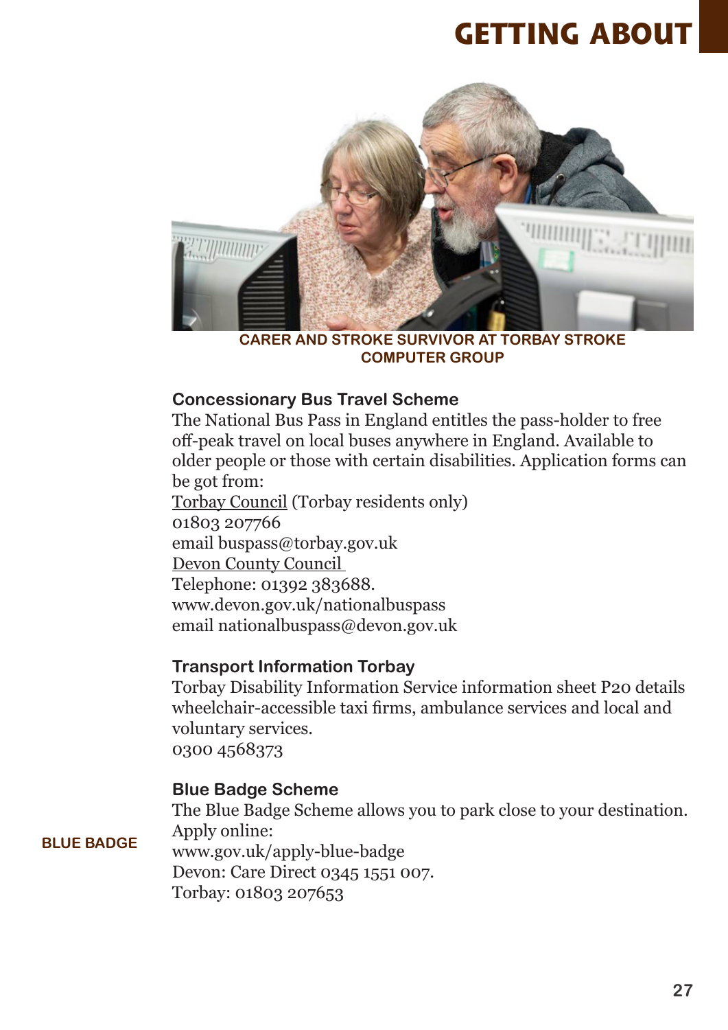# GETTING ABOUT

CARER AND STROKE SURVIVOR AT TORBAY STROKE COMPUTER GROUP

### Concessionary Bus Travel Scheme

The National Bus Pass in England entitles the pass-holder to free off-peak travel on local buses anywhere in England. Available to older people or those with certain disabilities. Application forms can be got from:

Torbay Council (Torbay residents only)
01803 207766
email buspass@torbay.gov.uk
Devon County Council
Telephone: 01392 383688.
www.devon.gov.uk/nationalbuspass
email nationalbuspass@devon.gov.uk

### Transport Information Torbay

Torbay Disability Information Service information sheet P20 details wheelchair-accessible taxi firms, ambulance services and local and voluntary services.
0300 4568373

BLUE BADGE

### Blue Badge Scheme

The Blue Badge Scheme allows you to park close to your destination.
Apply online:
www.gov.uk/apply-blue-badge
Devon: Care Direct 0345 1551 007.
Torbay: 01803 207653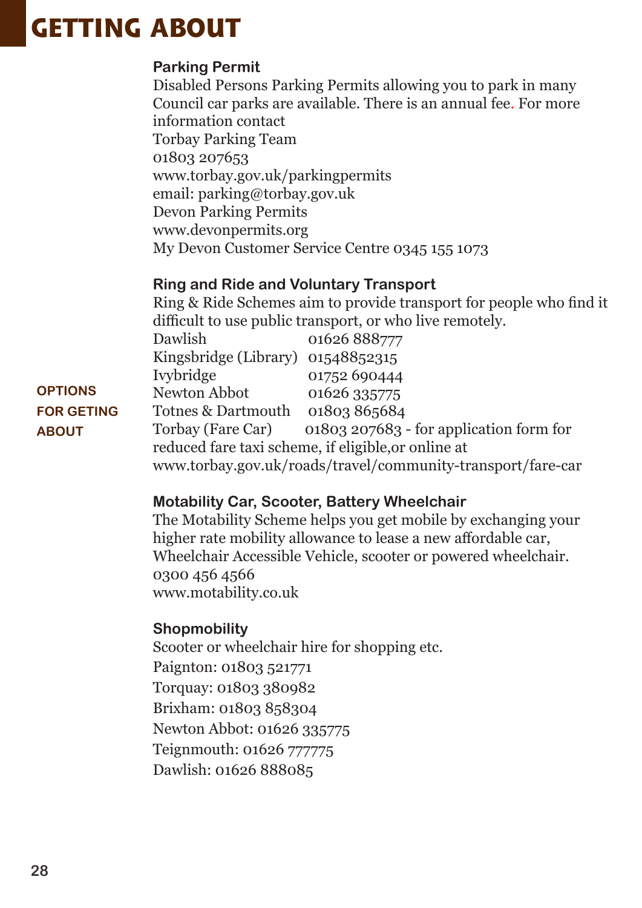# GETTING ABOUT

**OPTIONS FOR GETING ABOUT**

### Parking Permit

Disabled Persons Parking Permits allowing you to park in many Council car parks are available. There is an annual fee. For more information contact

Torbay Parking Team
01803 207653
www.torbay.gov.uk/parkingpermits
email: parking@torbay.gov.uk
Devon Parking Permits
www.devonpermits.org
My Devon Customer Service Centre 0345 155 1073

### Ring and Ride and Voluntary Transport

Ring & Ride Schemes aim to provide transport for people who find it difficult to use public transport, or who live remotely.

| | |
|---|---|
| Dawlish | 01626 888777 |
| Kingsbridge (Library) | 01548852315 |
| Ivybridge | 01752 690444 |
| Newton Abbot | 01626 335775 |
| Totnes & Dartmouth | 01803 865684 |
| Torbay (Fare Car) | 01803 207683 - for application form for |

reduced fare taxi scheme, if eligible,or online at www.torbay.gov.uk/roads/travel/community-transport/fare-car

### Motability Car, Scooter, Battery Wheelchair

The Motability Scheme helps you get mobile by exchanging your higher rate mobility allowance to lease a new affordable car, Wheelchair Accessible Vehicle, scooter or powered wheelchair.
0300 456 4566
www.motability.co.uk

### Shopmobility

Scooter or wheelchair hire for shopping etc.

Paignton: 01803 521771
Torquay: 01803 380982
Brixham: 01803 858304
Newton Abbot: 01626 335775
Teignmouth: 01626 777775
Dawlish: 01626 888085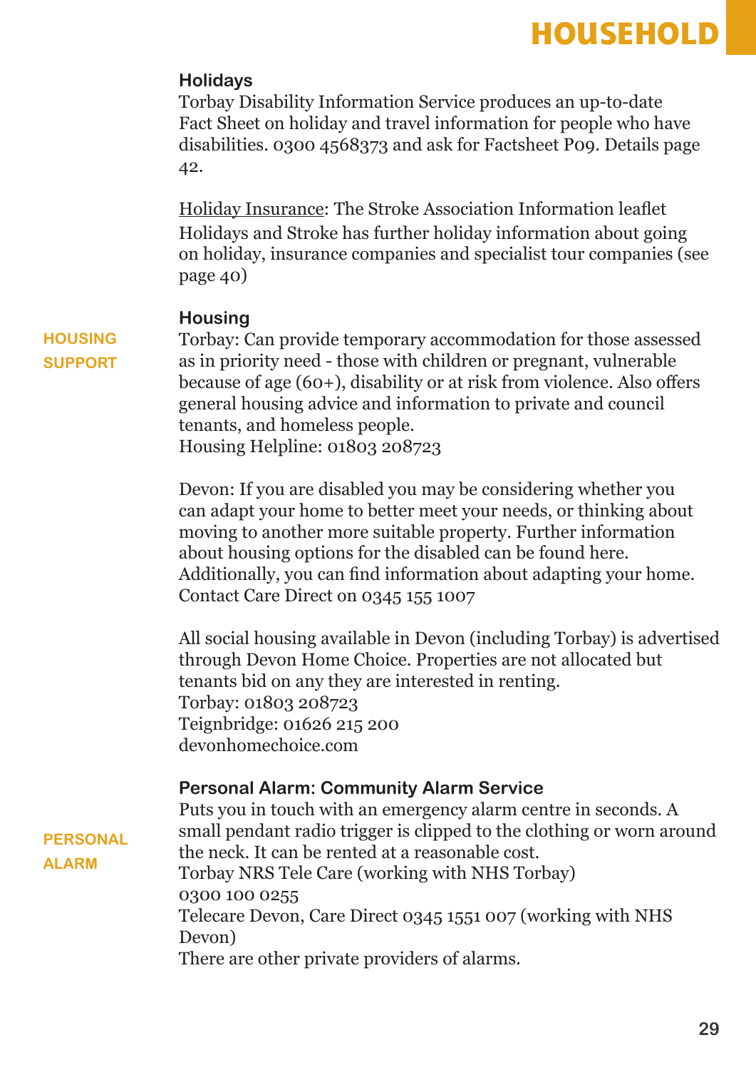## Holidays

Torbay Disability Information Service produces an up-to-date Fact Sheet on holiday and travel information for people who have disabilities. 0300 4568373 and ask for Factsheet P09. Details page 42.

<u>Holiday Insurance</u>: The Stroke Association Information leaflet Holidays and Stroke has further holiday information about going on holiday, insurance companies and specialist tour companies (see page 40)

## Housing

**HOUSING SUPPORT**

Torbay: Can provide temporary accommodation for those assessed as in priority need - those with children or pregnant, vulnerable because of age (60+), disability or at risk from violence. Also offers general housing advice and information to private and council tenants, and homeless people.
Housing Helpline: 01803 208723

Devon: If you are disabled you may be considering whether you can adapt your home to better meet your needs, or thinking about moving to another more suitable property. Further information about housing options for the disabled can be found here. Additionally, you can find information about adapting your home. Contact Care Direct on 0345 155 1007

All social housing available in Devon (including Torbay) is advertised through Devon Home Choice. Properties are not allocated but tenants bid on any they are interested in renting.
Torbay: 01803 208723
Teignbridge: 01626 215 200
devonhomechoice.com

## Personal Alarm: Community Alarm Service

**PERSONAL ALARM**

Puts you in touch with an emergency alarm centre in seconds. A small pendant radio trigger is clipped to the clothing or worn around the neck. It can be rented at a reasonable cost.
Torbay NRS Tele Care (working with NHS Torbay)
0300 100 0255
Telecare Devon, Care Direct 0345 1551 007 (working with NHS Devon)
There are other private providers of alarms.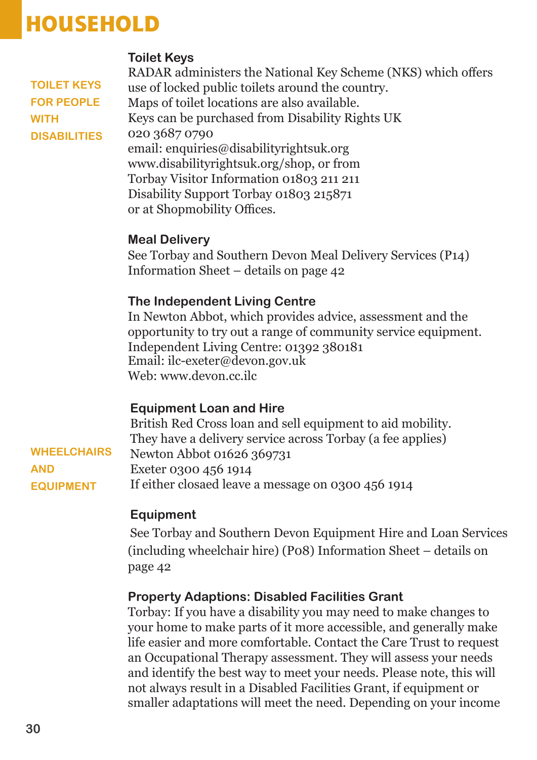# HOUSEHOLD

TOILET KEYS FOR PEOPLE WITH DISABILITIES

### Toilet Keys

RADAR administers the National Key Scheme (NKS) which offers use of locked public toilets around the country.
Maps of toilet locations are also available.
Keys can be purchased from Disability Rights UK
020 3687 0790
email: enquiries@disabilityrightsuk.org
www.disabilityrightsuk.org/shop, or from
Torbay Visitor Information 01803 211 211
Disability Support Torbay 01803 215871
or at Shopmobility Offices.

### Meal Delivery

See Torbay and Southern Devon Meal Delivery Services (P14) Information Sheet – details on page 42

### The Independent Living Centre

In Newton Abbot, which provides advice, assessment and the opportunity to try out a range of community service equipment.
Independent Living Centre: 01392 380181
Email: ilc-exeter@devon.gov.uk
Web: www.devon.cc.ilc

WHEELCHAIRS AND EQUIPMENT

### Equipment Loan and Hire

British Red Cross loan and sell equipment to aid mobility.
They have a delivery service across Torbay (a fee applies)
Newton Abbot 01626 369731
Exeter 0300 456 1914
If either closaed leave a message on 0300 456 1914

### Equipment

See Torbay and Southern Devon Equipment Hire and Loan Services (including wheelchair hire) (P08) Information Sheet – details on page 42

### Property Adaptions: Disabled Facilities Grant

Torbay: If you have a disability you may need to make changes to your home to make parts of it more accessible, and generally make life easier and more comfortable. Contact the Care Trust to request an Occupational Therapy assessment. They will assess your needs and identify the best way to meet your needs. Please note, this will not always result in a Disabled Facilities Grant, if equipment or smaller adaptations will meet the need. Depending on your income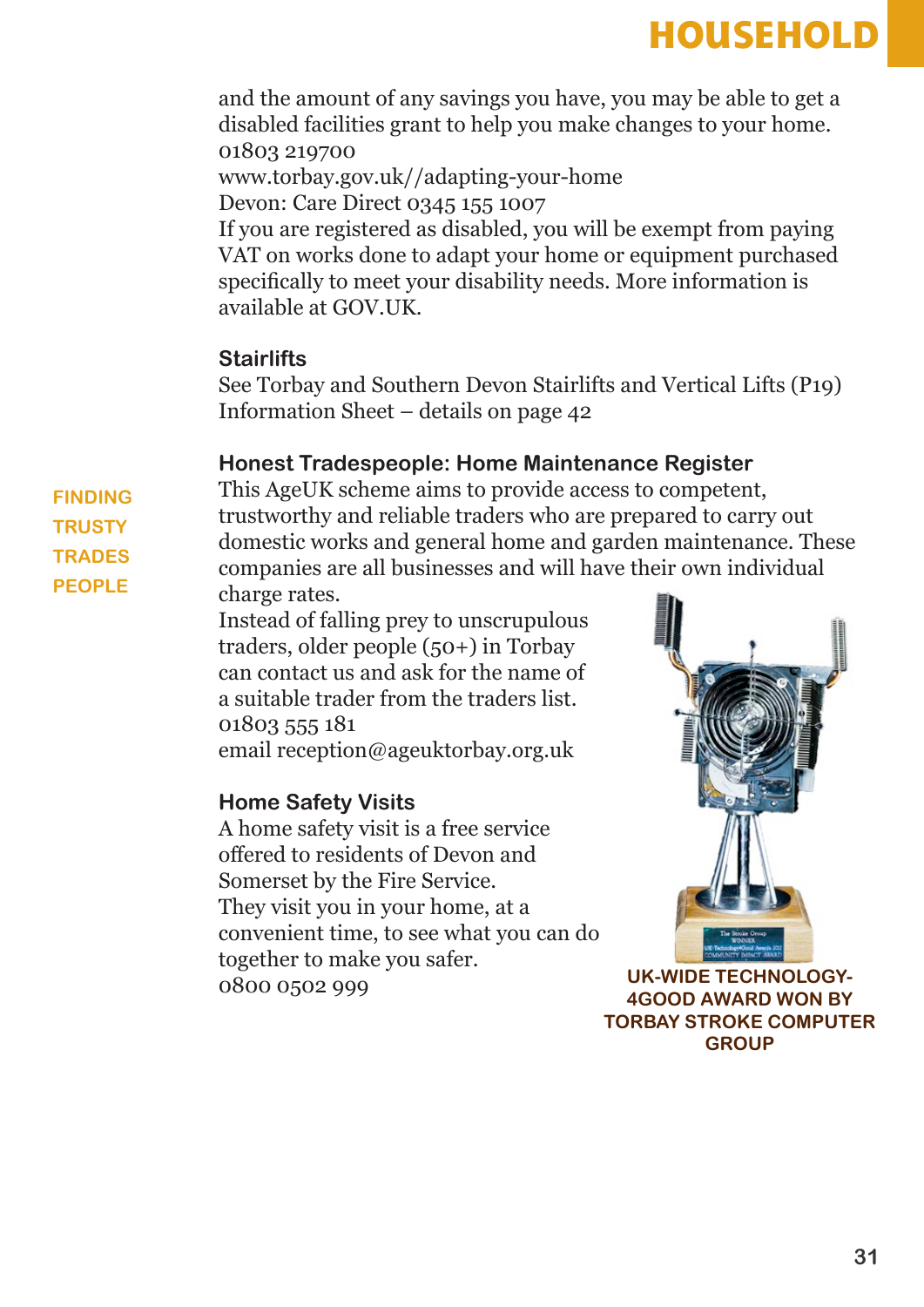and the amount of any savings you have, you may be able to get a disabled facilities grant to help you make changes to your home.
01803 219700
www.torbay.gov.uk//adapting-your-home
Devon: Care Direct 0345 155 1007
If you are registered as disabled, you will be exempt from paying VAT on works done to adapt your home or equipment purchased specifically to meet your disability needs. More information is available at GOV.UK.

### Stairlifts

See Torbay and Southern Devon Stairlifts and Vertical Lifts (P19) Information Sheet – details on page 42

FINDING TRUSTY TRADES PEOPLE

### Honest Tradespeople: Home Maintenance Register

This AgeUK scheme aims to provide access to competent, trustworthy and reliable traders who are prepared to carry out domestic works and general home and garden maintenance. These companies are all businesses and will have their own individual charge rates.
Instead of falling prey to unscrupulous traders, older people (50+) in Torbay can contact us and ask for the name of a suitable trader from the traders list.
01803 555 181
email reception@ageuktorbay.org.uk

### Home Safety Visits

A home safety visit is a free service offered to residents of Devon and Somerset by the Fire Service.
They visit you in your home, at a convenient time, to see what you can do together to make you safer.
0800 0502 999

UK-WIDE TECHNOLOGY-4GOOD AWARD WON BY TORBAY STROKE COMPUTER GROUP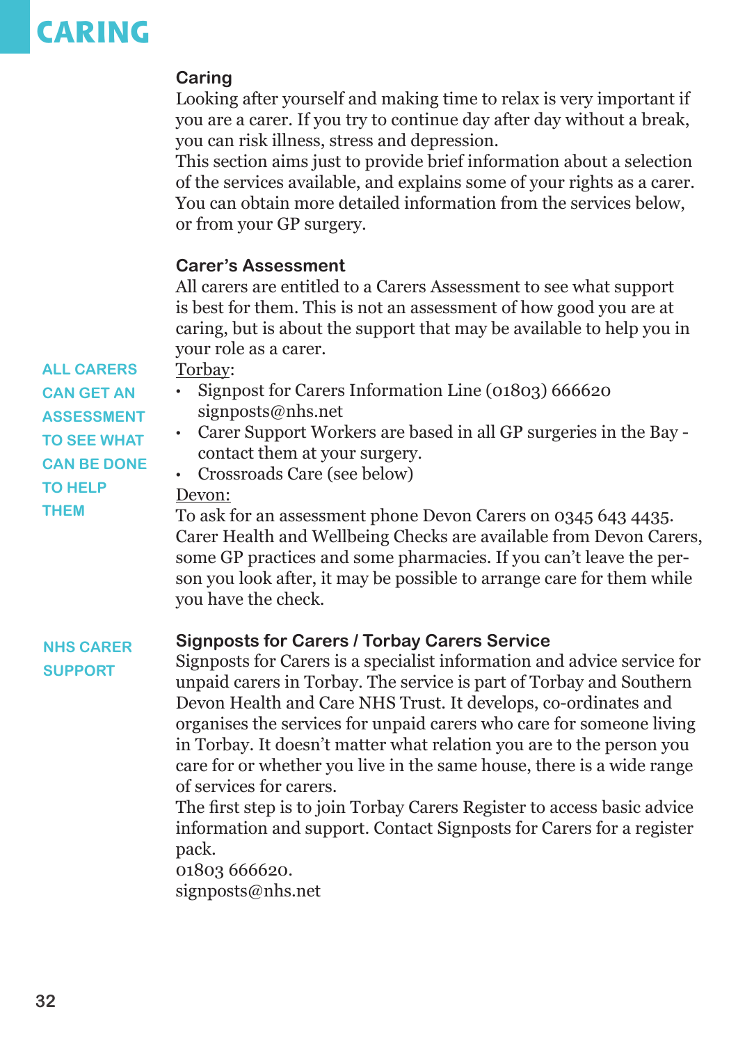# CARING

## Caring

Looking after yourself and making time to relax is very important if you are a carer. If you try to continue day after day without a break, you can risk illness, stress and depression.

This section aims just to provide brief information about a selection of the services available, and explains some of your rights as a carer. You can obtain more detailed information from the services below, or from your GP surgery.

## Carer's Assessment

**ALL CARERS CAN GET AN ASSESSMENT TO SEE WHAT CAN BE DONE TO HELP THEM**

All carers are entitled to a Carers Assessment to see what support is best for them. This is not an assessment of how good you are at caring, but is about the support that may be available to help you in your role as a carer.

Torbay:

- Signpost for Carers Information Line (01803) 666620 signposts@nhs.net
- Carer Support Workers are based in all GP surgeries in the Bay - contact them at your surgery.
- Crossroads Care (see below)

Devon:

To ask for an assessment phone Devon Carers on 0345 643 4435. Carer Health and Wellbeing Checks are available from Devon Carers, some GP practices and some pharmacies. If you can't leave the person you look after, it may be possible to arrange care for them while you have the check.

## Signposts for Carers / Torbay Carers Service

**NHS CARER SUPPORT**

Signposts for Carers is a specialist information and advice service for unpaid carers in Torbay. The service is part of Torbay and Southern Devon Health and Care NHS Trust. It develops, co-ordinates and organises the services for unpaid carers who care for someone living in Torbay. It doesn't matter what relation you are to the person you care for or whether you live in the same house, there is a wide range of services for carers.

The first step is to join Torbay Carers Register to access basic advice information and support. Contact Signposts for Carers for a register pack.

01803 666620.

signposts@nhs.net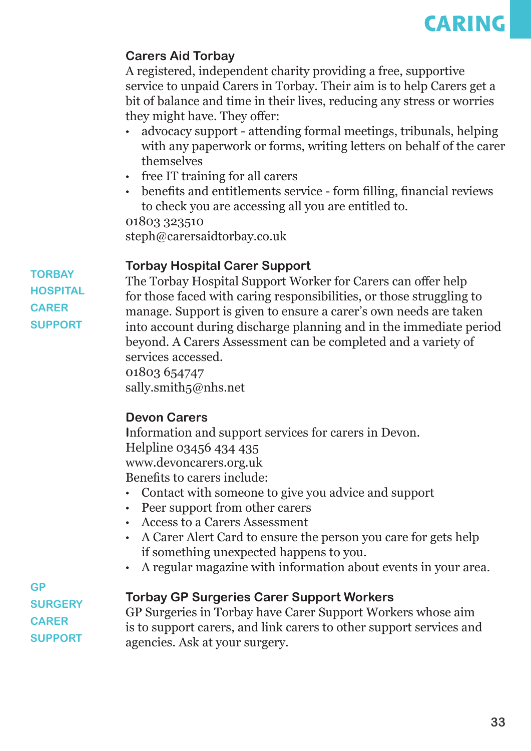# CARING

### Carers Aid Torbay

A registered, independent charity providing a free, supportive service to unpaid Carers in Torbay. Their aim is to help Carers get a bit of balance and time in their lives, reducing any stress or worries they might have. They offer:

- advocacy support - attending formal meetings, tribunals, helping with any paperwork or forms, writing letters on behalf of the carer themselves
- free IT training for all carers
- benefits and entitlements service - form filling, financial reviews to check you are accessing all you are entitled to.

01803 323510
steph@carersaidtorbay.co.uk

**TORBAY HOSPITAL CARER SUPPORT**

### Torbay Hospital Carer Support

The Torbay Hospital Support Worker for Carers can offer help for those faced with caring responsibilities, or those struggling to manage. Support is given to ensure a carer's own needs are taken into account during discharge planning and in the immediate period beyond. A Carers Assessment can be completed and a variety of services accessed.
01803 654747
sally.smith5@nhs.net

### Devon Carers

Information and support services for carers in Devon.
Helpline 03456 434 435
www.devoncarers.org.uk
Benefits to carers include:

- Contact with someone to give you advice and support
- Peer support from other carers
- Access to a Carers Assessment
- A Carer Alert Card to ensure the person you care for gets help if something unexpected happens to you.
- A regular magazine with information about events in your area.

**GP SURGERY CARER SUPPORT**

### Torbay GP Surgeries Carer Support Workers

GP Surgeries in Torbay have Carer Support Workers whose aim is to support carers, and link carers to other support services and agencies. Ask at your surgery.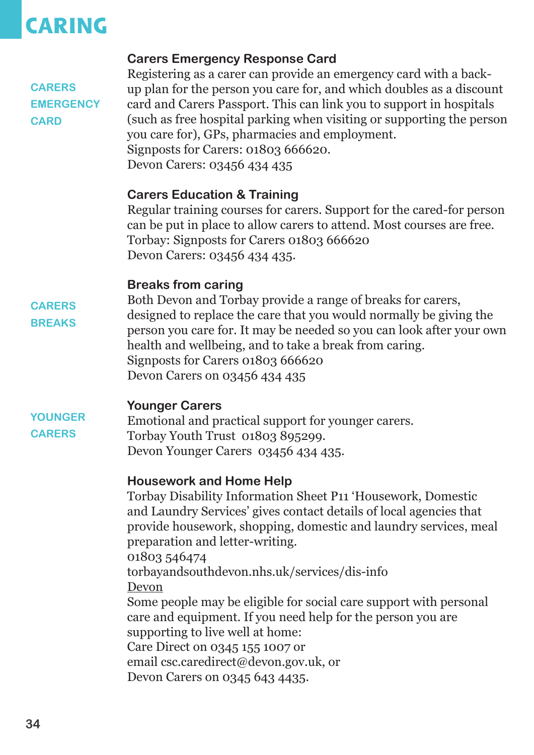# CARING

CARERS EMERGENCY CARD

### Carers Emergency Response Card

Registering as a carer can provide an emergency card with a back-up plan for the person you care for, and which doubles as a discount card and Carers Passport. This can link you to support in hospitals (such as free hospital parking when visiting or supporting the person you care for), GPs, pharmacies and employment.
Signposts for Carers: 01803 666620.
Devon Carers: 03456 434 435

### Carers Education & Training

Regular training courses for carers. Support for the cared-for person can be put in place to allow carers to attend. Most courses are free.
Torbay: Signposts for Carers 01803 666620
Devon Carers: 03456 434 435.

CARERS BREAKS

### Breaks from caring

Both Devon and Torbay provide a range of breaks for carers, designed to replace the care that you would normally be giving the person you care for. It may be needed so you can look after your own health and wellbeing, and to take a break from caring.
Signposts for Carers 01803 666620
Devon Carers on 03456 434 435

YOUNGER CARERS

### Younger Carers

Emotional and practical support for younger carers.
Torbay Youth Trust 01803 895299.
Devon Younger Carers 03456 434 435.

### Housework and Home Help

Torbay Disability Information Sheet P11 'Housework, Domestic and Laundry Services' gives contact details of local agencies that provide housework, shopping, domestic and laundry services, meal preparation and letter-writing.
01803 546474
torbayandsouthdevon.nhs.uk/services/dis-info

Devon

Some people may be eligible for social care support with personal care and equipment. If you need help for the person you are supporting to live well at home:
Care Direct on 0345 155 1007 or
email csc.caredirect@devon.gov.uk, or
Devon Carers on 0345 643 4435.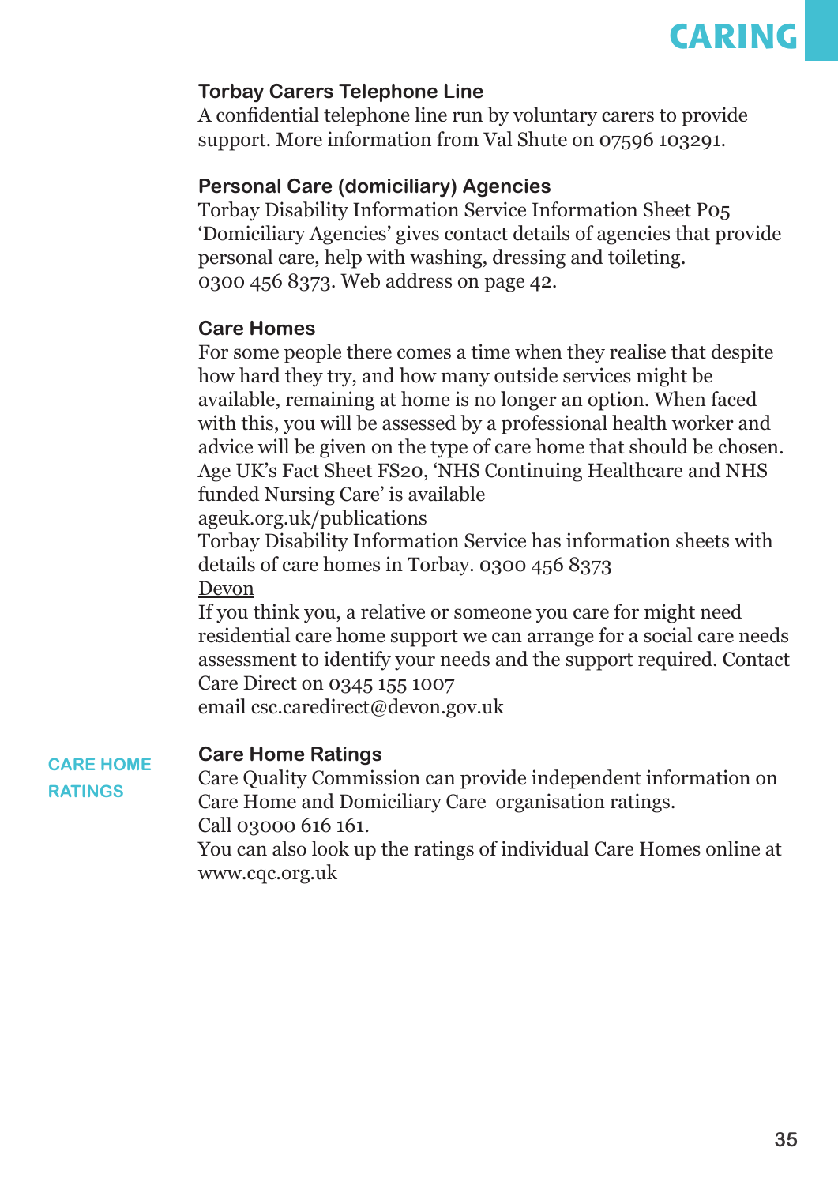### Torbay Carers Telephone Line

A confidential telephone line run by voluntary carers to provide support. More information from Val Shute on 07596 103291.

### Personal Care (domiciliary) Agencies

Torbay Disability Information Service Information Sheet P05 'Domiciliary Agencies' gives contact details of agencies that provide personal care, help with washing, dressing and toileting.
0300 456 8373. Web address on page 42.

### Care Homes

For some people there comes a time when they realise that despite how hard they try, and how many outside services might be available, remaining at home is no longer an option. When faced with this, you will be assessed by a professional health worker and advice will be given on the type of care home that should be chosen.
Age UK's Fact Sheet FS20, 'NHS Continuing Healthcare and NHS funded Nursing Care' is available
ageuk.org.uk/publications
Torbay Disability Information Service has information sheets with details of care homes in Torbay. 0300 456 8373
Devon
If you think you, a relative or someone you care for might need residential care home support we can arrange for a social care needs assessment to identify your needs and the support required. Contact Care Direct on 0345 155 1007
email csc.caredirect@devon.gov.uk

**CARE HOME RATINGS**

### Care Home Ratings

Care Quality Commission can provide independent information on Care Home and Domiciliary Care organisation ratings.
Call 03000 616 161.
You can also look up the ratings of individual Care Homes online at www.cqc.org.uk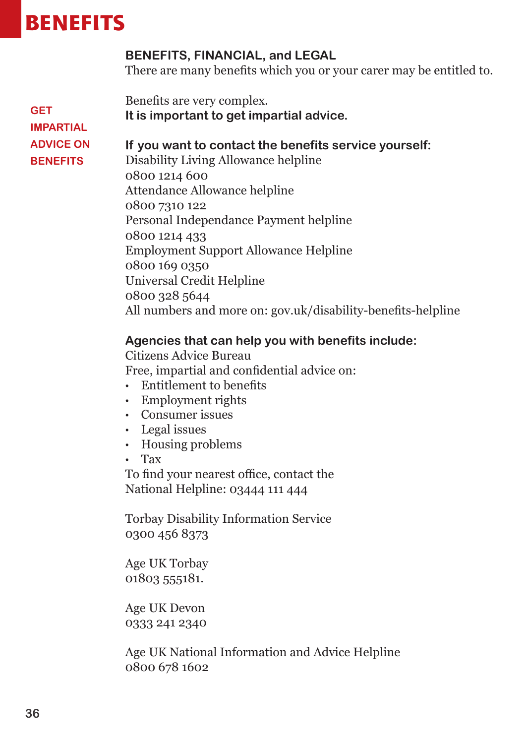# BENEFITS

## BENEFITS, FINANCIAL, and LEGAL

There are many benefits which you or your carer may be entitled to.

**GET IMPARTIAL ADVICE ON BENEFITS**

Benefits are very complex.
**It is important to get impartial advice.**

**If you want to contact the benefits service yourself:**
Disability Living Allowance helpline
0800 1214 600
Attendance Allowance helpline
0800 7310 122
Personal Independance Payment helpline
0800 1214 433
Employment Support Allowance Helpline
0800 169 0350
Universal Credit Helpline
0800 328 5644
All numbers and more on: gov.uk/disability-benefits-helpline

**Agencies that can help you with benefits include:**
Citizens Advice Bureau
Free, impartial and confidential advice on:

- Entitlement to benefits
- Employment rights
- Consumer issues
- Legal issues
- Housing problems
- Tax

To find your nearest office, contact the
National Helpline: 03444 111 444

Torbay Disability Information Service
0300 456 8373

Age UK Torbay
01803 555181.

Age UK Devon
0333 241 2340

Age UK National Information and Advice Helpline
0800 678 1602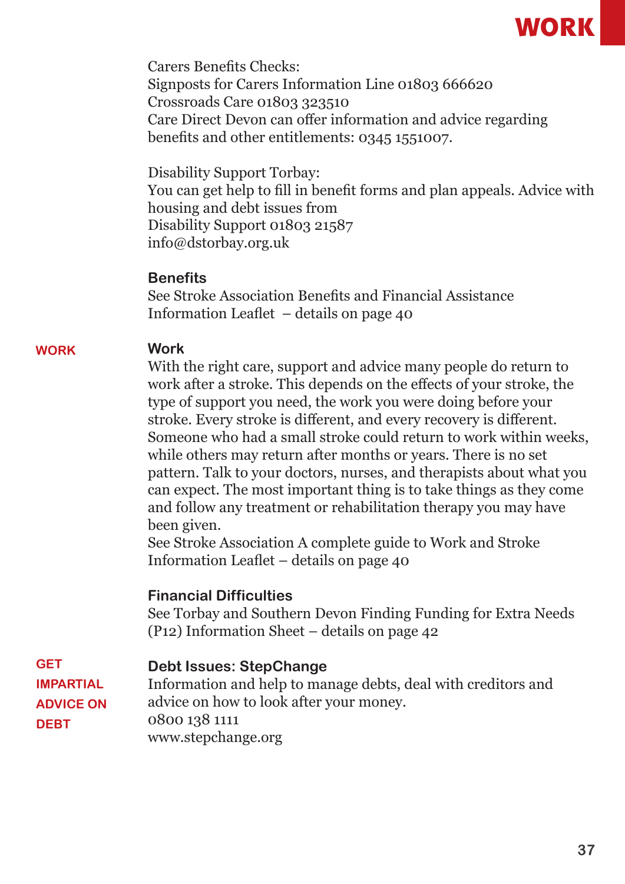Carers Benefits Checks:
Signposts for Carers Information Line 01803 666620
Crossroads Care 01803 323510
Care Direct Devon can offer information and advice regarding benefits and other entitlements: 0345 1551007.

Disability Support Torbay:
You can get help to fill in benefit forms and plan appeals. Advice with housing and debt issues from
Disability Support 01803 21587
info@dstorbay.org.uk

### Benefits

See Stroke Association Benefits and Financial Assistance Information Leaflet – details on page 40

**WORK**

### Work

With the right care, support and advice many people do return to work after a stroke. This depends on the effects of your stroke, the type of support you need, the work you were doing before your stroke. Every stroke is different, and every recovery is different. Someone who had a small stroke could return to work within weeks, while others may return after months or years. There is no set pattern. Talk to your doctors, nurses, and therapists about what you can expect. The most important thing is to take things as they come and follow any treatment or rehabilitation therapy you may have been given.
See Stroke Association A complete guide to Work and Stroke Information Leaflet – details on page 40

### Financial Difficulties

See Torbay and Southern Devon Finding Funding for Extra Needs (P12) Information Sheet – details on page 42

**GET IMPARTIAL ADVICE ON DEBT**

### Debt Issues: StepChange

Information and help to manage debts, deal with creditors and advice on how to look after your money.
0800 138 1111
www.stepchange.org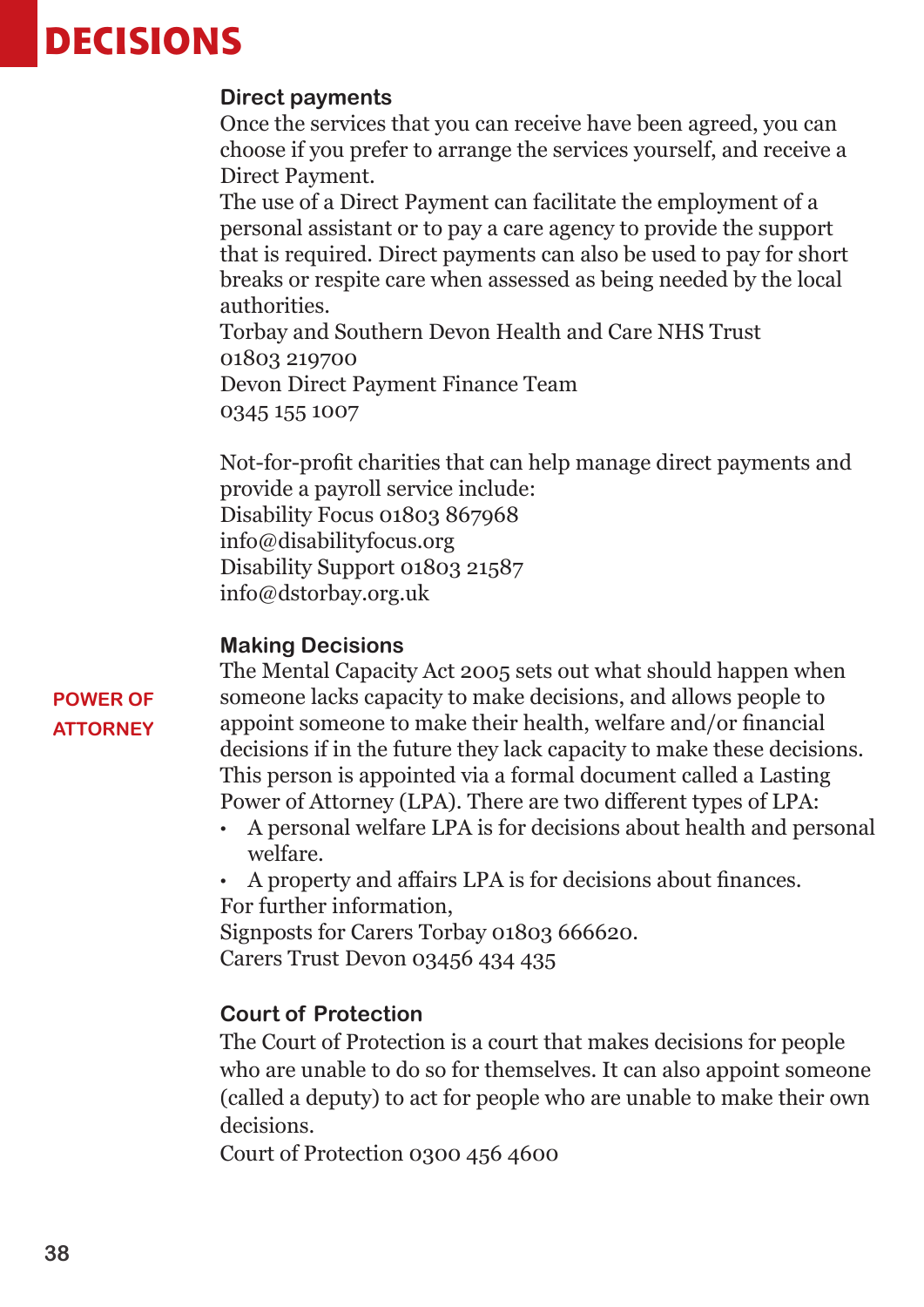# DECISIONS

### Direct payments

Once the services that you can receive have been agreed, you can choose if you prefer to arrange the services yourself, and receive a Direct Payment.
The use of a Direct Payment can facilitate the employment of a personal assistant or to pay a care agency to provide the support that is required. Direct payments can also be used to pay for short breaks or respite care when assessed as being needed by the local authorities.
Torbay and Southern Devon Health and Care NHS Trust
01803 219700
Devon Direct Payment Finance Team
0345 155 1007

Not-for-profit charities that can help manage direct payments and provide a payroll service include:
Disability Focus 01803 867968
info@disabilityfocus.org
Disability Support 01803 21587
info@dstorbay.org.uk

## POWER OF ATTORNEY

### Making Decisions

The Mental Capacity Act 2005 sets out what should happen when someone lacks capacity to make decisions, and allows people to appoint someone to make their health, welfare and/or financial decisions if in the future they lack capacity to make these decisions. This person is appointed via a formal document called a Lasting Power of Attorney (LPA). There are two different types of LPA:

- A personal welfare LPA is for decisions about health and personal welfare.
- A property and affairs LPA is for decisions about finances.

For further information,
Signposts for Carers Torbay 01803 666620.
Carers Trust Devon 03456 434 435

### Court of Protection

The Court of Protection is a court that makes decisions for people who are unable to do so for themselves. It can also appoint someone (called a deputy) to act for people who are unable to make their own decisions.
Court of Protection 0300 456 4600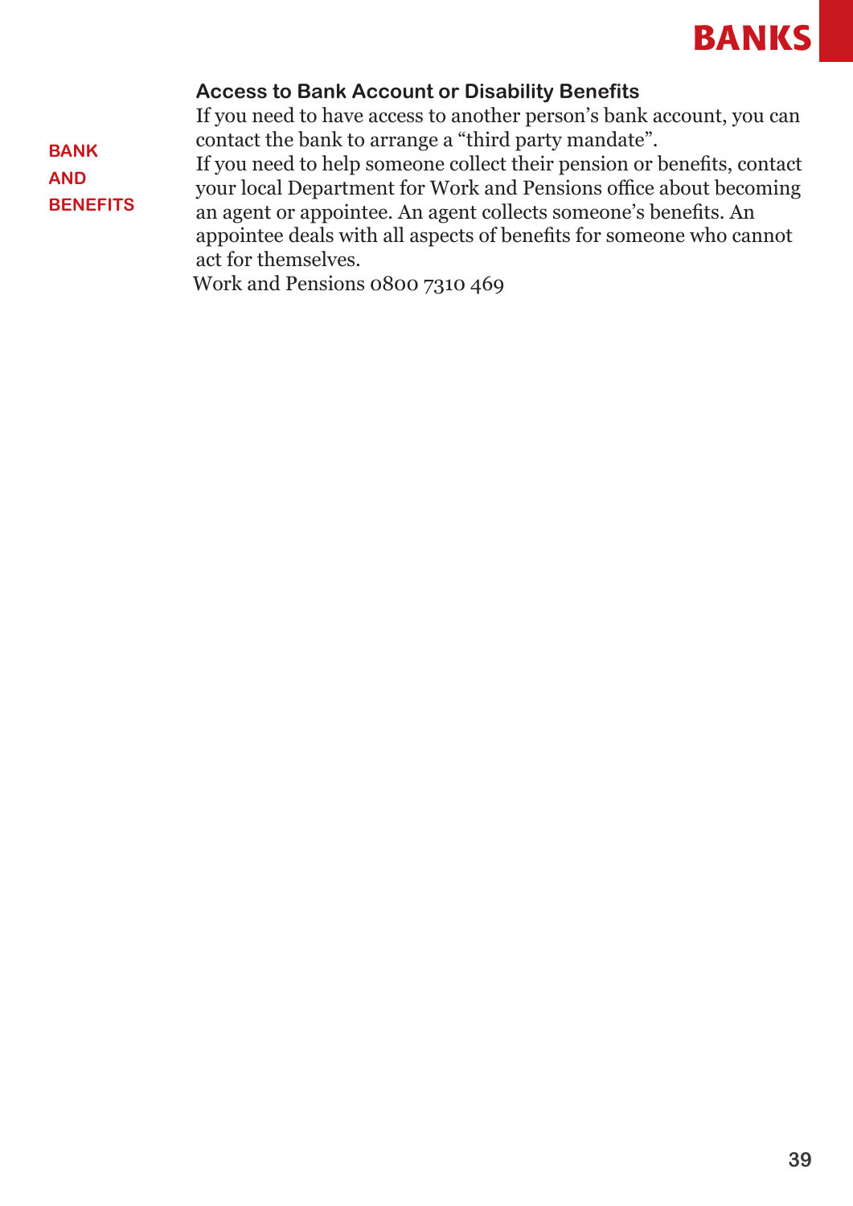## Access to Bank Account or Disability Benefits

**BANK AND BENEFITS**

If you need to have access to another person's bank account, you can contact the bank to arrange a "third party mandate".

If you need to help someone collect their pension or benefits, contact your local Department for Work and Pensions office about becoming an agent or appointee. An agent collects someone's benefits. An appointee deals with all aspects of benefits for someone who cannot act for themselves.

Work and Pensions 0800 7310 469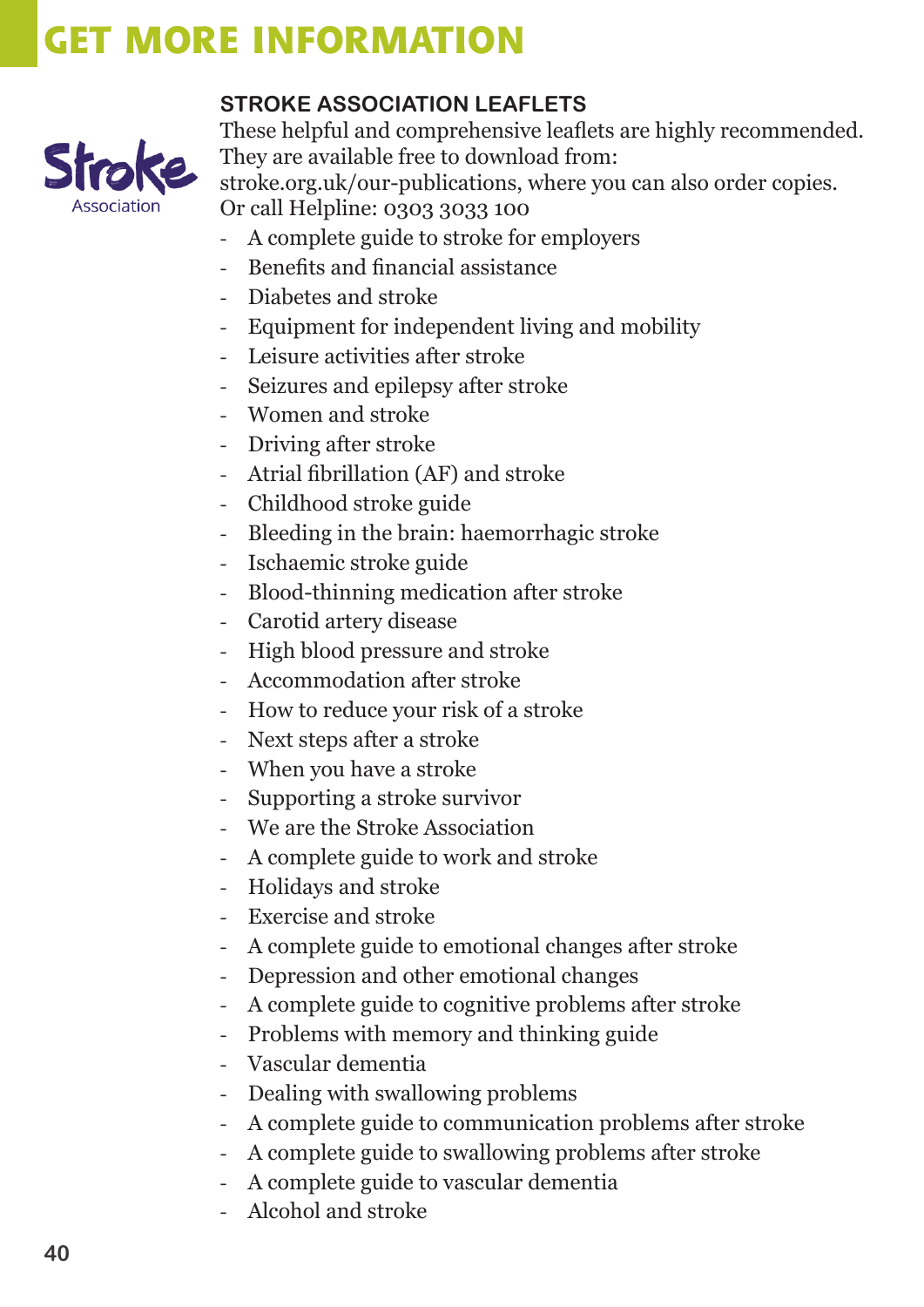# GET MORE INFORMATION

## STROKE ASSOCIATION LEAFLETS

These helpful and comprehensive leaflets are highly recommended. They are available free to download from: stroke.org.uk/our-publications, where you can also order copies. Or call Helpline: 0303 3033 100

- A complete guide to stroke for employers
- Benefits and financial assistance
- Diabetes and stroke
- Equipment for independent living and mobility
- Leisure activities after stroke
- Seizures and epilepsy after stroke
- Women and stroke
- Driving after stroke
- Atrial fibrillation (AF) and stroke
- Childhood stroke guide
- Bleeding in the brain: haemorrhagic stroke
- Ischaemic stroke guide
- Blood-thinning medication after stroke
- Carotid artery disease
- High blood pressure and stroke
- Accommodation after stroke
- How to reduce your risk of a stroke
- Next steps after a stroke
- When you have a stroke
- Supporting a stroke survivor
- We are the Stroke Association
- A complete guide to work and stroke
- Holidays and stroke
- Exercise and stroke
- A complete guide to emotional changes after stroke
- Depression and other emotional changes
- A complete guide to cognitive problems after stroke
- Problems with memory and thinking guide
- Vascular dementia
- Dealing with swallowing problems
- A complete guide to communication problems after stroke
- A complete guide to swallowing problems after stroke
- A complete guide to vascular dementia
- Alcohol and stroke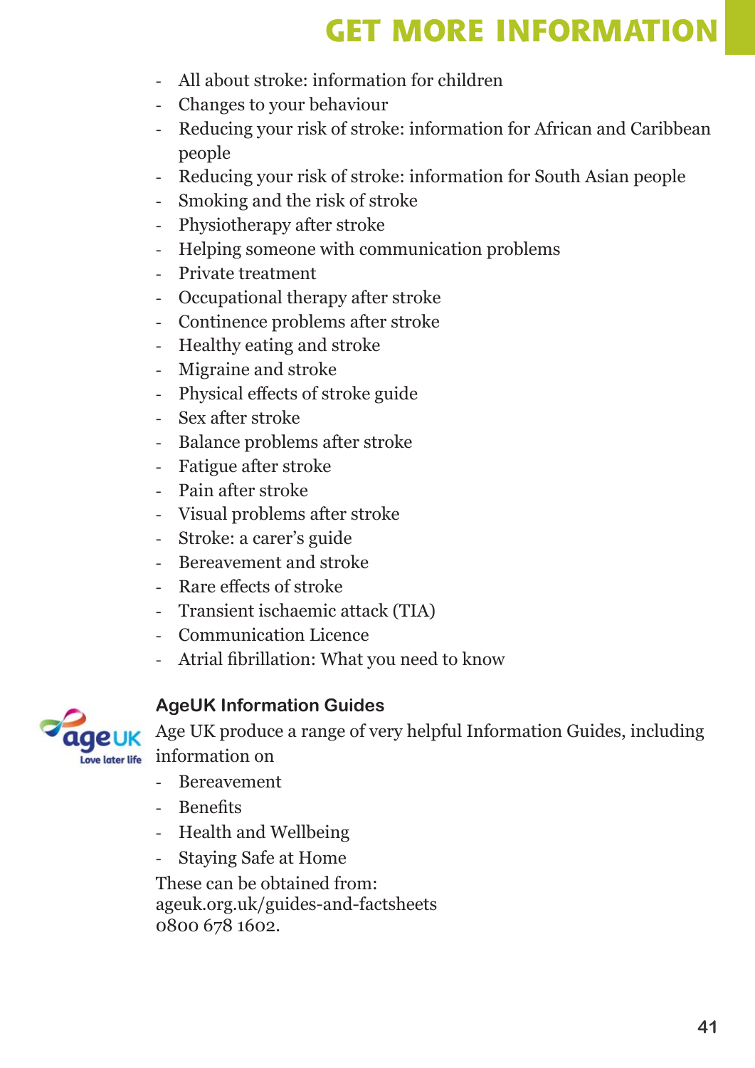# GET MORE INFORMATION

- All about stroke: information for children
- Changes to your behaviour
- Reducing your risk of stroke: information for African and Caribbean people
- Reducing your risk of stroke: information for South Asian people
- Smoking and the risk of stroke
- Physiotherapy after stroke
- Helping someone with communication problems
- Private treatment
- Occupational therapy after stroke
- Continence problems after stroke
- Healthy eating and stroke
- Migraine and stroke
- Physical effects of stroke guide
- Sex after stroke
- Balance problems after stroke
- Fatigue after stroke
- Pain after stroke
- Visual problems after stroke
- Stroke: a carer's guide
- Bereavement and stroke
- Rare effects of stroke
- Transient ischaemic attack (TIA)
- Communication Licence
- Atrial fibrillation: What you need to know

### AgeUK Information Guides

Age UK produce a range of very helpful Information Guides, including information on

- Bereavement
- Benefits
- Health and Wellbeing
- Staying Safe at Home

These can be obtained from:
ageuk.org.uk/guides-and-factsheets
0800 678 1602.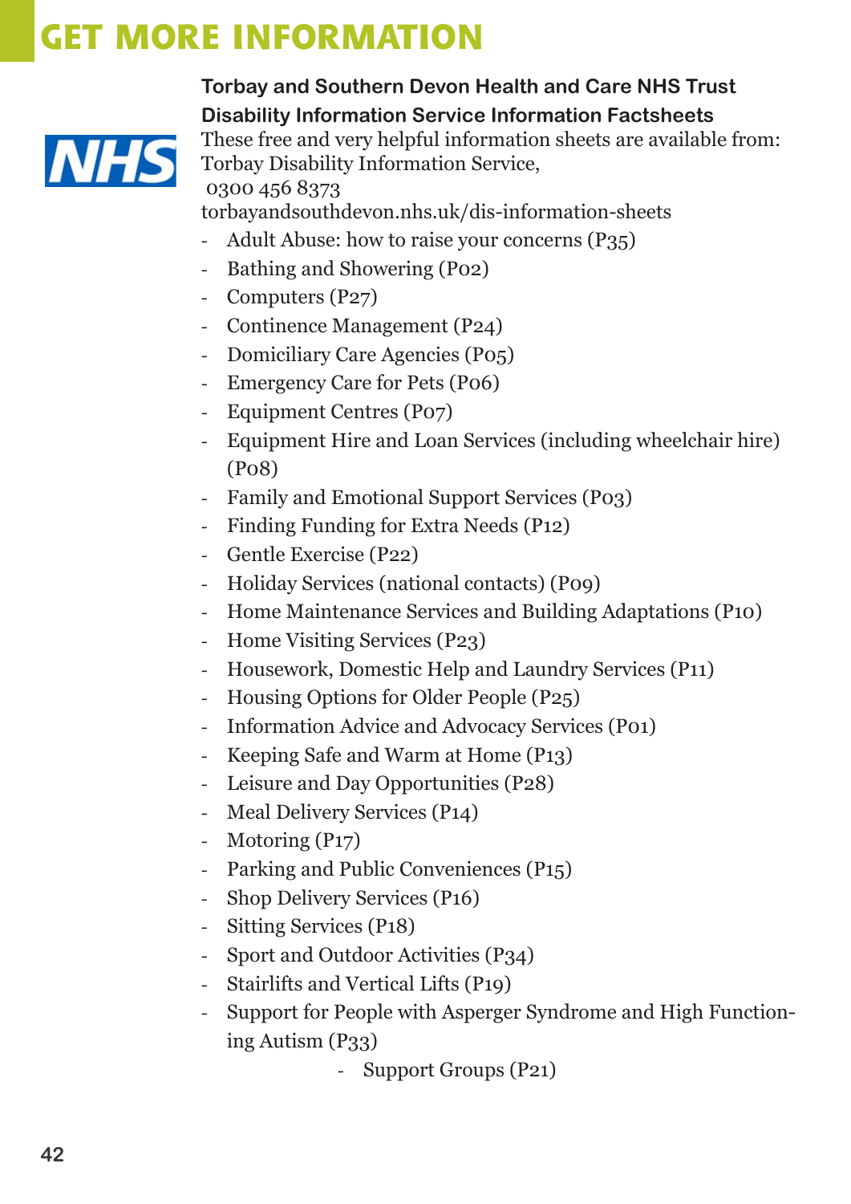# GET MORE INFORMATION

**Torbay and Southern Devon Health and Care NHS Trust**

**Disability Information Service Information Factsheets**

These free and very helpful information sheets are available from:
Torbay Disability Information Service,
0300 456 8373
torbayandsouthdevon.nhs.uk/dis-information-sheets

- Adult Abuse: how to raise your concerns (P35)
- Bathing and Showering (P02)
- Computers (P27)
- Continence Management (P24)
- Domiciliary Care Agencies (P05)
- Emergency Care for Pets (P06)
- Equipment Centres (P07)
- Equipment Hire and Loan Services (including wheelchair hire) (P08)
- Family and Emotional Support Services (P03)
- Finding Funding for Extra Needs (P12)
- Gentle Exercise (P22)
- Holiday Services (national contacts) (P09)
- Home Maintenance Services and Building Adaptations (P10)
- Home Visiting Services (P23)
- Housework, Domestic Help and Laundry Services (P11)
- Housing Options for Older People (P25)
- Information Advice and Advocacy Services (P01)
- Keeping Safe and Warm at Home (P13)
- Leisure and Day Opportunities (P28)
- Meal Delivery Services (P14)
- Motoring (P17)
- Parking and Public Conveniences (P15)
- Shop Delivery Services (P16)
- Sitting Services (P18)
- Sport and Outdoor Activities (P34)
- Stairlifts and Vertical Lifts (P19)
- Support for People with Asperger Syndrome and High Functioning Autism (P33)
- Support Groups (P21)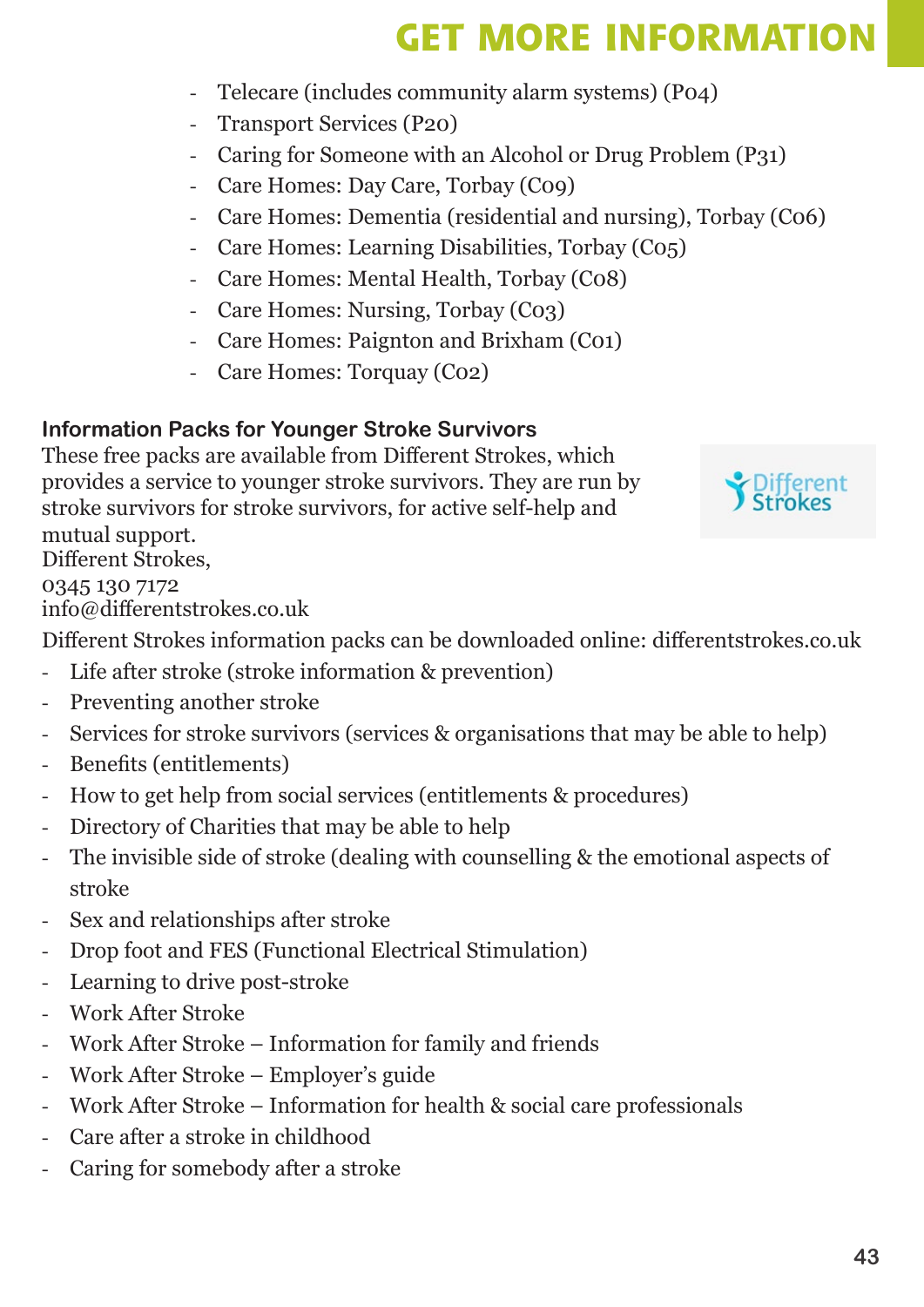# GET MORE INFORMATION

- Telecare (includes community alarm systems) (P04)
- Transport Services (P20)
- Caring for Someone with an Alcohol or Drug Problem (P31)
- Care Homes: Day Care, Torbay (C09)
- Care Homes: Dementia (residential and nursing), Torbay (C06)
- Care Homes: Learning Disabilities, Torbay (C05)
- Care Homes: Mental Health, Torbay (C08)
- Care Homes: Nursing, Torbay (C03)
- Care Homes: Paignton and Brixham (C01)
- Care Homes: Torquay (C02)

### Information Packs for Younger Stroke Survivors

These free packs are available from Different Strokes, which provides a service to younger stroke survivors. They are run by stroke survivors for stroke survivors, for active self-help and mutual support.
Different Strokes,
0345 130 7172
info@differentstrokes.co.uk

Different Strokes information packs can be downloaded online: differentstrokes.co.uk

- Life after stroke (stroke information & prevention)
- Preventing another stroke
- Services for stroke survivors (services & organisations that may be able to help)
- Benefits (entitlements)
- How to get help from social services (entitlements & procedures)
- Directory of Charities that may be able to help
- The invisible side of stroke (dealing with counselling & the emotional aspects of stroke
- Sex and relationships after stroke
- Drop foot and FES (Functional Electrical Stimulation)
- Learning to drive post-stroke
- Work After Stroke
- Work After Stroke – Information for family and friends
- Work After Stroke – Employer's guide
- Work After Stroke – Information for health & social care professionals
- Care after a stroke in childhood
- Caring for somebody after a stroke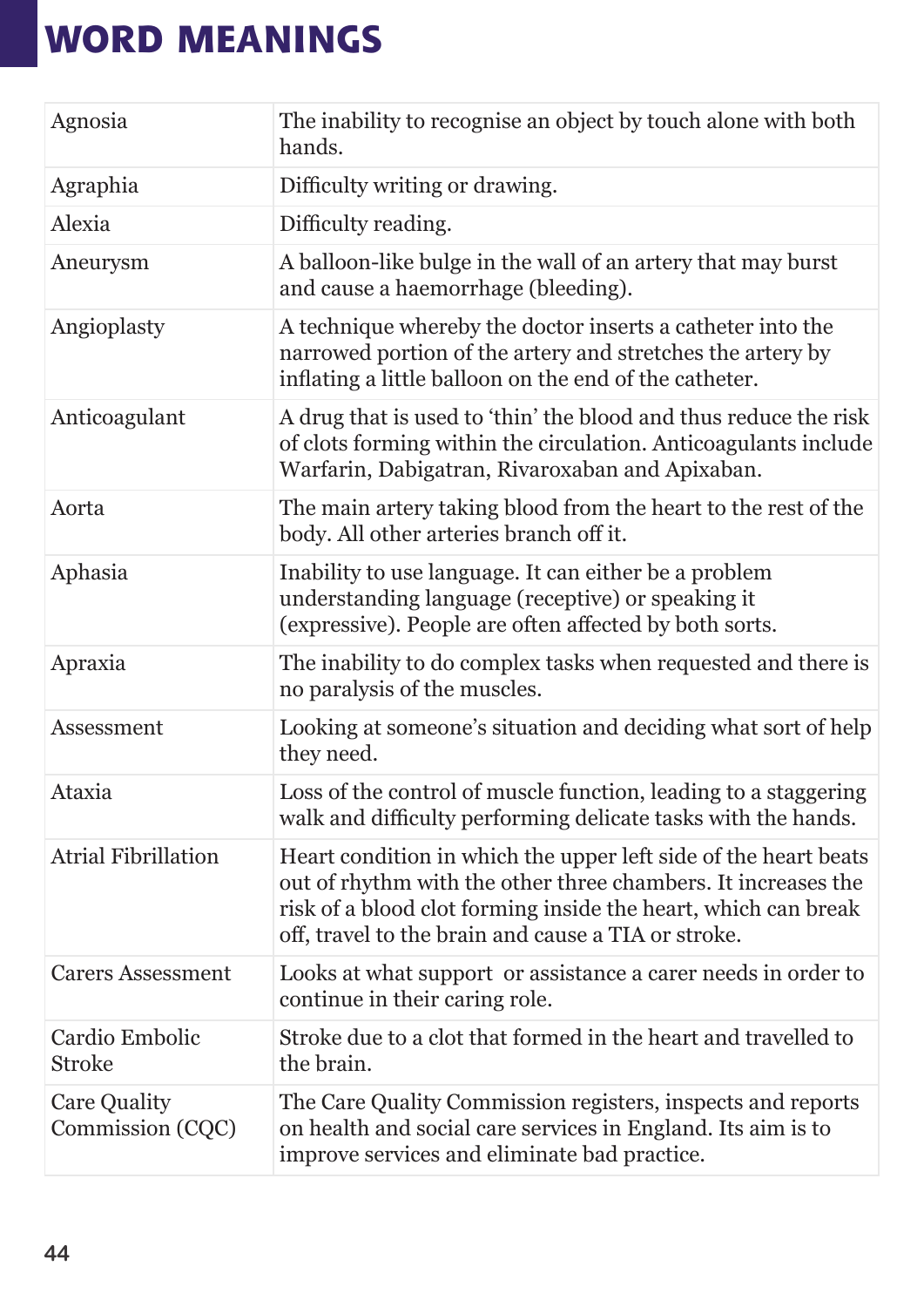# WORD MEANINGS

| | |
|---|---|
| Agnosia | The inability to recognise an object by touch alone with both hands. |
| Agraphia | Difficulty writing or drawing. |
| Alexia | Difficulty reading. |
| Aneurysm | A balloon-like bulge in the wall of an artery that may burst and cause a haemorrhage (bleeding). |
| Angioplasty | A technique whereby the doctor inserts a catheter into the narrowed portion of the artery and stretches the artery by inflating a little balloon on the end of the catheter. |
| Anticoagulant | A drug that is used to 'thin' the blood and thus reduce the risk of clots forming within the circulation. Anticoagulants include Warfarin, Dabigatran, Rivaroxaban and Apixaban. |
| Aorta | The main artery taking blood from the heart to the rest of the body. All other arteries branch off it. |
| Aphasia | Inability to use language. It can either be a problem understanding language (receptive) or speaking it (expressive). People are often affected by both sorts. |
| Apraxia | The inability to do complex tasks when requested and there is no paralysis of the muscles. |
| Assessment | Looking at someone's situation and deciding what sort of help they need. |
| Ataxia | Loss of the control of muscle function, leading to a staggering walk and difficulty performing delicate tasks with the hands. |
| Atrial Fibrillation | Heart condition in which the upper left side of the heart beats out of rhythm with the other three chambers. It increases the risk of a blood clot forming inside the heart, which can break off, travel to the brain and cause a TIA or stroke. |
| Carers Assessment | Looks at what support or assistance a carer needs in order to continue in their caring role. |
| Cardio Embolic Stroke | Stroke due to a clot that formed in the heart and travelled to the brain. |
| Care Quality Commission (CQC) | The Care Quality Commission registers, inspects and reports on health and social care services in England. Its aim is to improve services and eliminate bad practice. |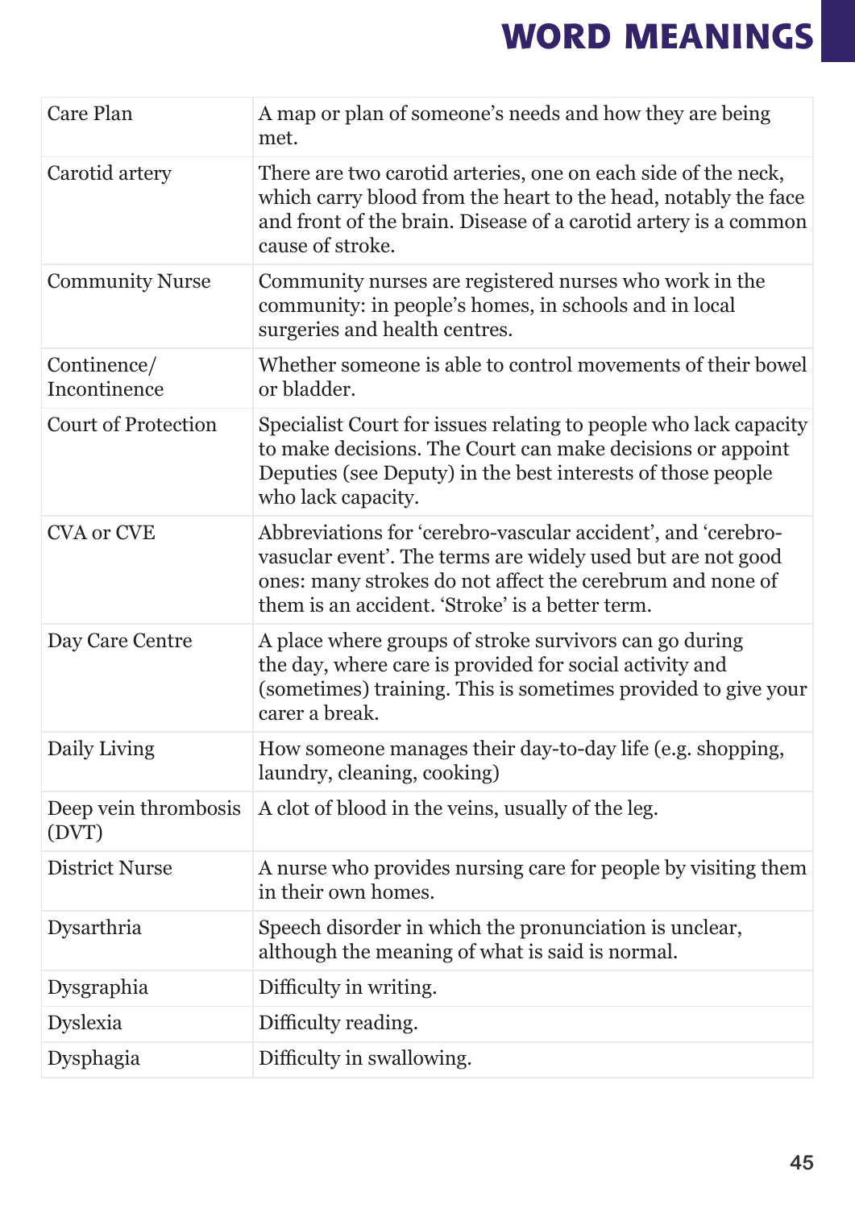# WORD MEANINGS

| | |
|---|---|
| Care Plan | A map or plan of someone's needs and how they are being met. |
| Carotid artery | There are two carotid arteries, one on each side of the neck, which carry blood from the heart to the head, notably the face and front of the brain. Disease of a carotid artery is a common cause of stroke. |
| Community Nurse | Community nurses are registered nurses who work in the community: in people's homes, in schools and in local surgeries and health centres. |
| Continence/ Incontinence | Whether someone is able to control movements of their bowel or bladder. |
| Court of Protection | Specialist Court for issues relating to people who lack capacity to make decisions. The Court can make decisions or appoint Deputies (see Deputy) in the best interests of those people who lack capacity. |
| CVA or CVE | Abbreviations for 'cerebro-vascular accident', and 'cerebro-vascular event'. The terms are widely used but are not good ones: many strokes do not affect the cerebrum and none of them is an accident. 'Stroke' is a better term. |
| Day Care Centre | A place where groups of stroke survivors can go during the day, where care is provided for social activity and (sometimes) training. This is sometimes provided to give your carer a break. |
| Daily Living | How someone manages their day-to-day life (e.g. shopping, laundry, cleaning, cooking) |
| Deep vein thrombosis (DVT) | A clot of blood in the veins, usually of the leg. |
| District Nurse | A nurse who provides nursing care for people by visiting them in their own homes. |
| Dysarthria | Speech disorder in which the pronunciation is unclear, although the meaning of what is said is normal. |
| Dysgraphia | Difficulty in writing. |
| Dyslexia | Difficulty reading. |
| Dysphagia | Difficulty in swallowing. |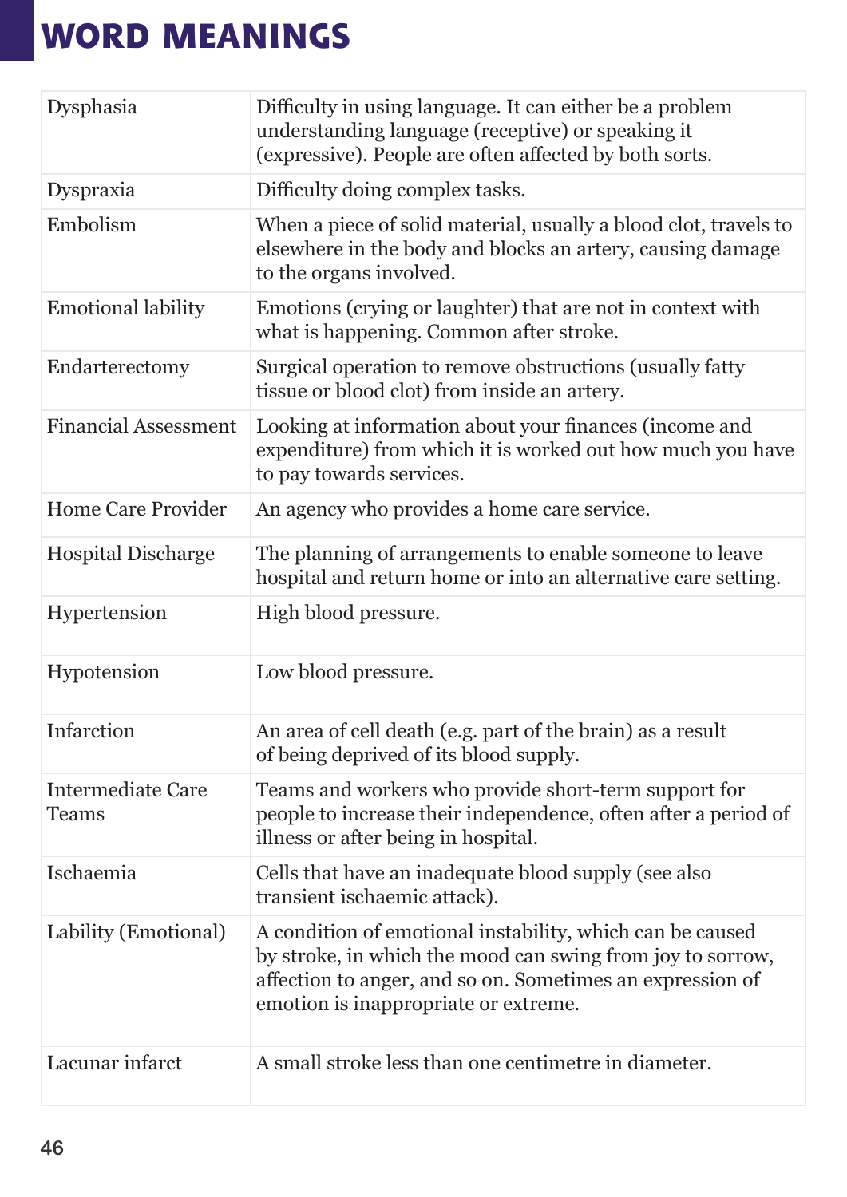# WORD MEANINGS

| | |
|---|---|
| Dysphasia | Difficulty in using language. It can either be a problem understanding language (receptive) or speaking it (expressive). People are often affected by both sorts. |
| Dyspraxia | Difficulty doing complex tasks. |
| Embolism | When a piece of solid material, usually a blood clot, travels to elsewhere in the body and blocks an artery, causing damage to the organs involved. |
| Emotional lability | Emotions (crying or laughter) that are not in context with what is happening. Common after stroke. |
| Endarterectomy | Surgical operation to remove obstructions (usually fatty tissue or blood clot) from inside an artery. |
| Financial Assessment | Looking at information about your finances (income and expenditure) from which it is worked out how much you have to pay towards services. |
| Home Care Provider | An agency who provides a home care service. |
| Hospital Discharge | The planning of arrangements to enable someone to leave hospital and return home or into an alternative care setting. |
| Hypertension | High blood pressure. |
| Hypotension | Low blood pressure. |
| Infarction | An area of cell death (e.g. part of the brain) as a result of being deprived of its blood supply. |
| Intermediate Care Teams | Teams and workers who provide short-term support for people to increase their independence, often after a period of illness or after being in hospital. |
| Ischaemia | Cells that have an inadequate blood supply (see also transient ischaemic attack). |
| Lability (Emotional) | A condition of emotional instability, which can be caused by stroke, in which the mood can swing from joy to sorrow, affection to anger, and so on. Sometimes an expression of emotion is inappropriate or extreme. |
| Lacunar infarct | A small stroke less than one centimetre in diameter. |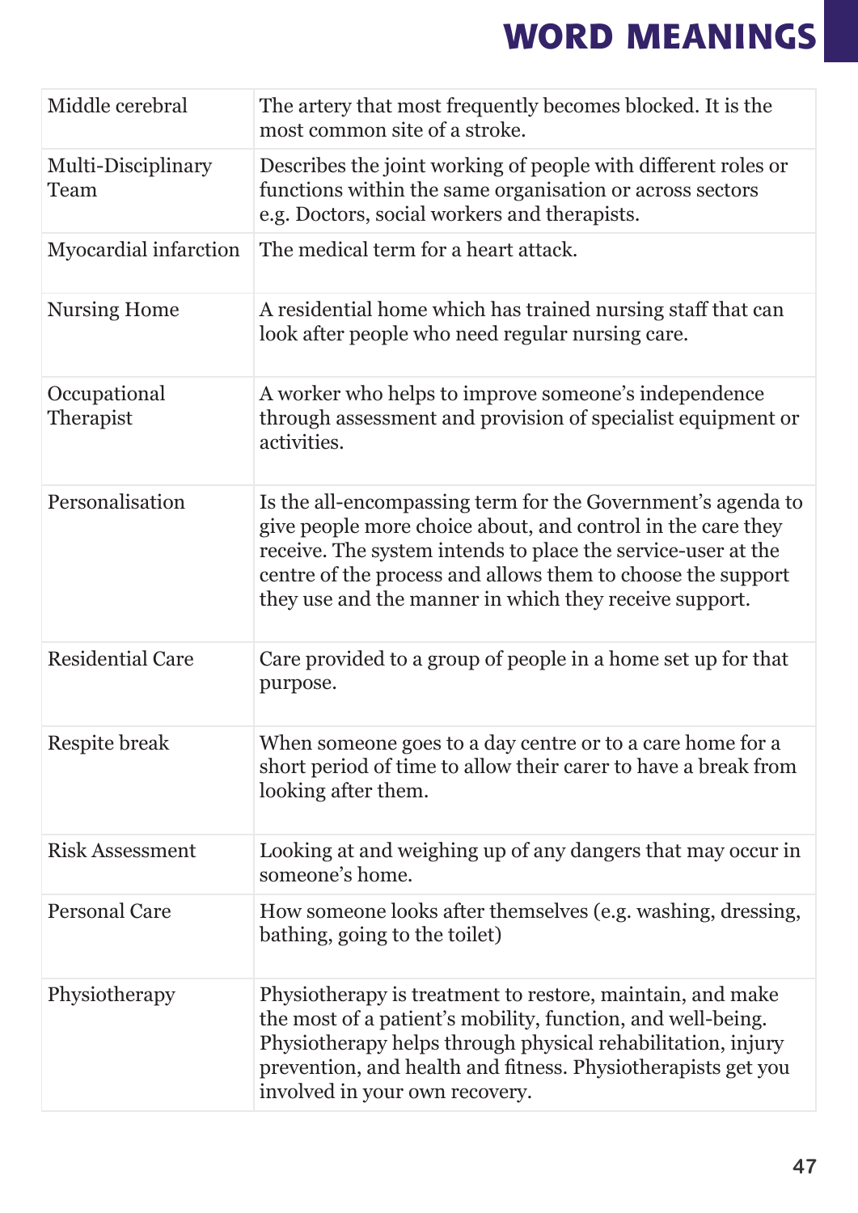# WORD MEANINGS

| | |
|---|---|
| Middle cerebral | The artery that most frequently becomes blocked. It is the most common site of a stroke. |
| Multi-Disciplinary Team | Describes the joint working of people with different roles or functions within the same organisation or across sectors e.g. Doctors, social workers and therapists. |
| Myocardial infarction | The medical term for a heart attack. |
| Nursing Home | A residential home which has trained nursing staff that can look after people who need regular nursing care. |
| Occupational Therapist | A worker who helps to improve someone's independence through assessment and provision of specialist equipment or activities. |
| Personalisation | Is the all-encompassing term for the Government's agenda to give people more choice about, and control in the care they receive. The system intends to place the service-user at the centre of the process and allows them to choose the support they use and the manner in which they receive support. |
| Residential Care | Care provided to a group of people in a home set up for that purpose. |
| Respite break | When someone goes to a day centre or to a care home for a short period of time to allow their carer to have a break from looking after them. |
| Risk Assessment | Looking at and weighing up of any dangers that may occur in someone's home. |
| Personal Care | How someone looks after themselves (e.g. washing, dressing, bathing, going to the toilet) |
| Physiotherapy | Physiotherapy is treatment to restore, maintain, and make the most of a patient's mobility, function, and well-being. Physiotherapy helps through physical rehabilitation, injury prevention, and health and fitness. Physiotherapists get you involved in your own recovery. |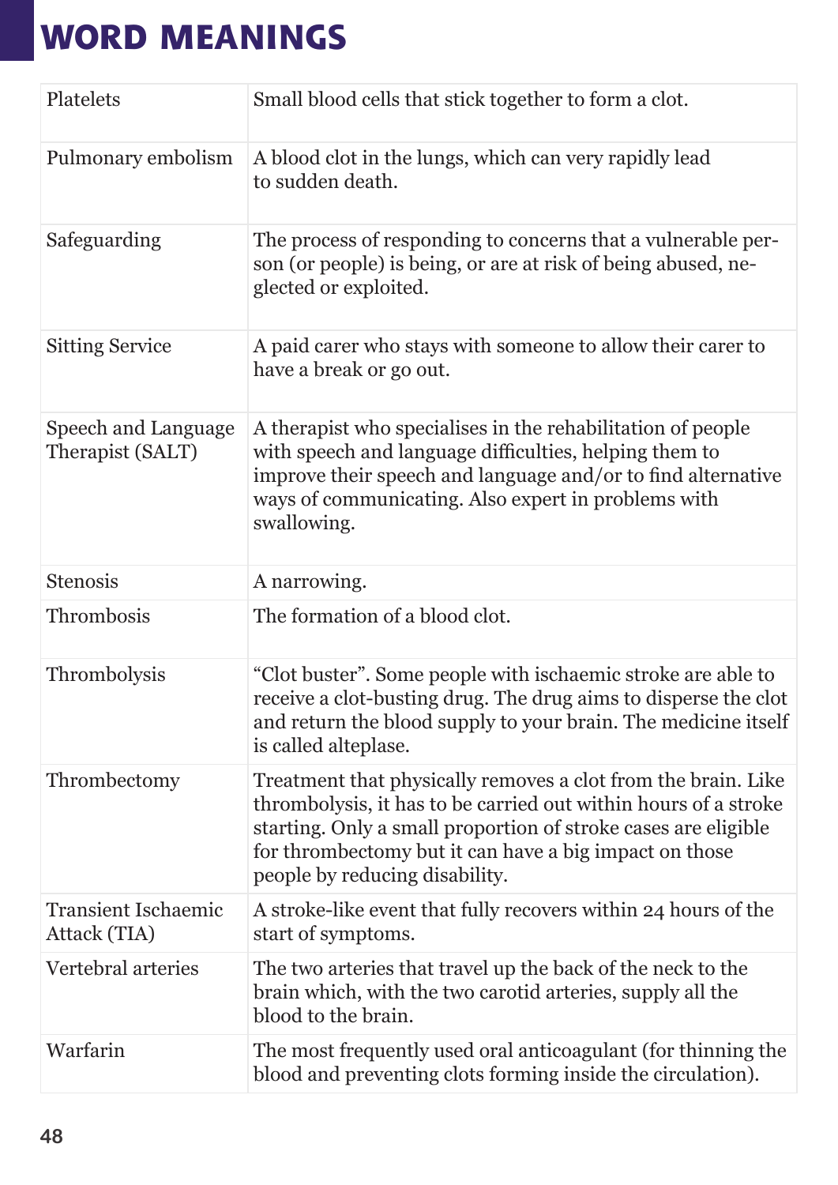# WORD MEANINGS

| | |
|---|---|
| Platelets | Small blood cells that stick together to form a clot. |
| Pulmonary embolism | A blood clot in the lungs, which can very rapidly lead to sudden death. |
| Safeguarding | The process of responding to concerns that a vulnerable person (or people) is being, or are at risk of being abused, neglected or exploited. |
| Sitting Service | A paid carer who stays with someone to allow their carer to have a break or go out. |
| Speech and Language Therapist (SALT) | A therapist who specialises in the rehabilitation of people with speech and language difficulties, helping them to improve their speech and language and/or to find alternative ways of communicating. Also expert in problems with swallowing. |
| Stenosis | A narrowing. |
| Thrombosis | The formation of a blood clot. |
| Thrombolysis | "Clot buster". Some people with ischaemic stroke are able to receive a clot-busting drug. The drug aims to disperse the clot and return the blood supply to your brain. The medicine itself is called alteplase. |
| Thrombectomy | Treatment that physically removes a clot from the brain. Like thrombolysis, it has to be carried out within hours of a stroke starting. Only a small proportion of stroke cases are eligible for thrombectomy but it can have a big impact on those people by reducing disability. |
| Transient Ischaemic Attack (TIA) | A stroke-like event that fully recovers within 24 hours of the start of symptoms. |
| Vertebral arteries | The two arteries that travel up the back of the neck to the brain which, with the two carotid arteries, supply all the blood to the brain. |
| Warfarin | The most frequently used oral anticoagulant (for thinning the blood and preventing clots forming inside the circulation). |